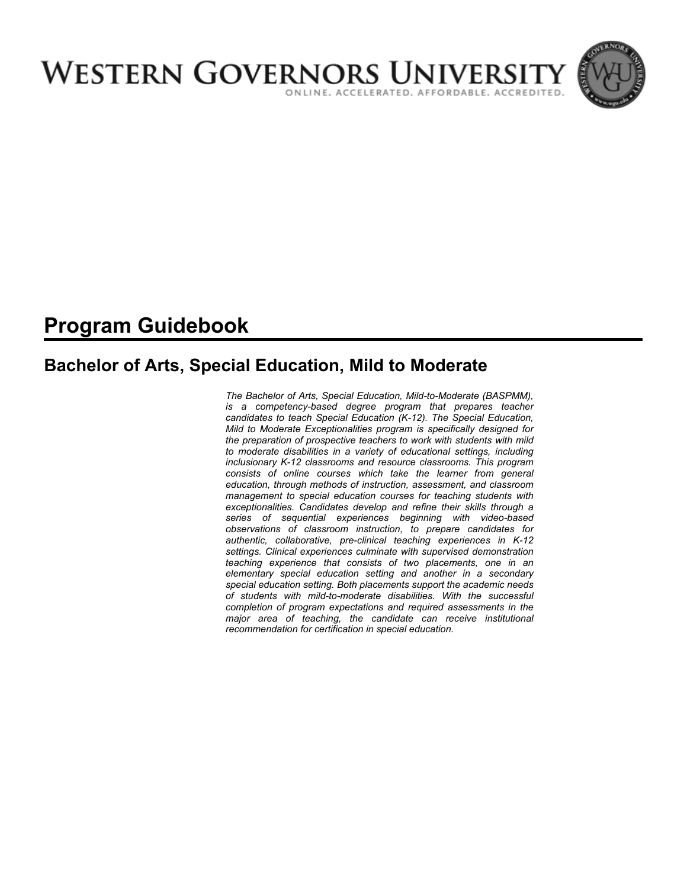# WESTERN GOVERNORS UNIVERSITY

ONLINE. ACCELERATED. AFFORDABLE. ACCREDITED.

# Program Guidebook

## Bachelor of Arts, Special Education, Mild to Moderate

*The Bachelor of Arts, Special Education, Mild-to-Moderate (BASPMM), is a competency-based degree program that prepares teacher candidates to teach Special Education (K-12). The Special Education, Mild to Moderate Exceptionalities program is specifically designed for the preparation of prospective teachers to work with students with mild to moderate disabilities in a variety of educational settings, including inclusionary K-12 classrooms and resource classrooms. This program consists of online courses which take the learner from general education, through methods of instruction, assessment, and classroom management to special education courses for teaching students with exceptionalities. Candidates develop and refine their skills through a series of sequential experiences beginning with video-based observations of classroom instruction, to prepare candidates for authentic, collaborative, pre-clinical teaching experiences in K-12 settings. Clinical experiences culminate with supervised demonstration teaching experience that consists of two placements, one in an elementary special education setting and another in a secondary special education setting. Both placements support the academic needs of students with mild-to-moderate disabilities. With the successful completion of program expectations and required assessments in the major area of teaching, the candidate can receive institutional recommendation for certification in special education.*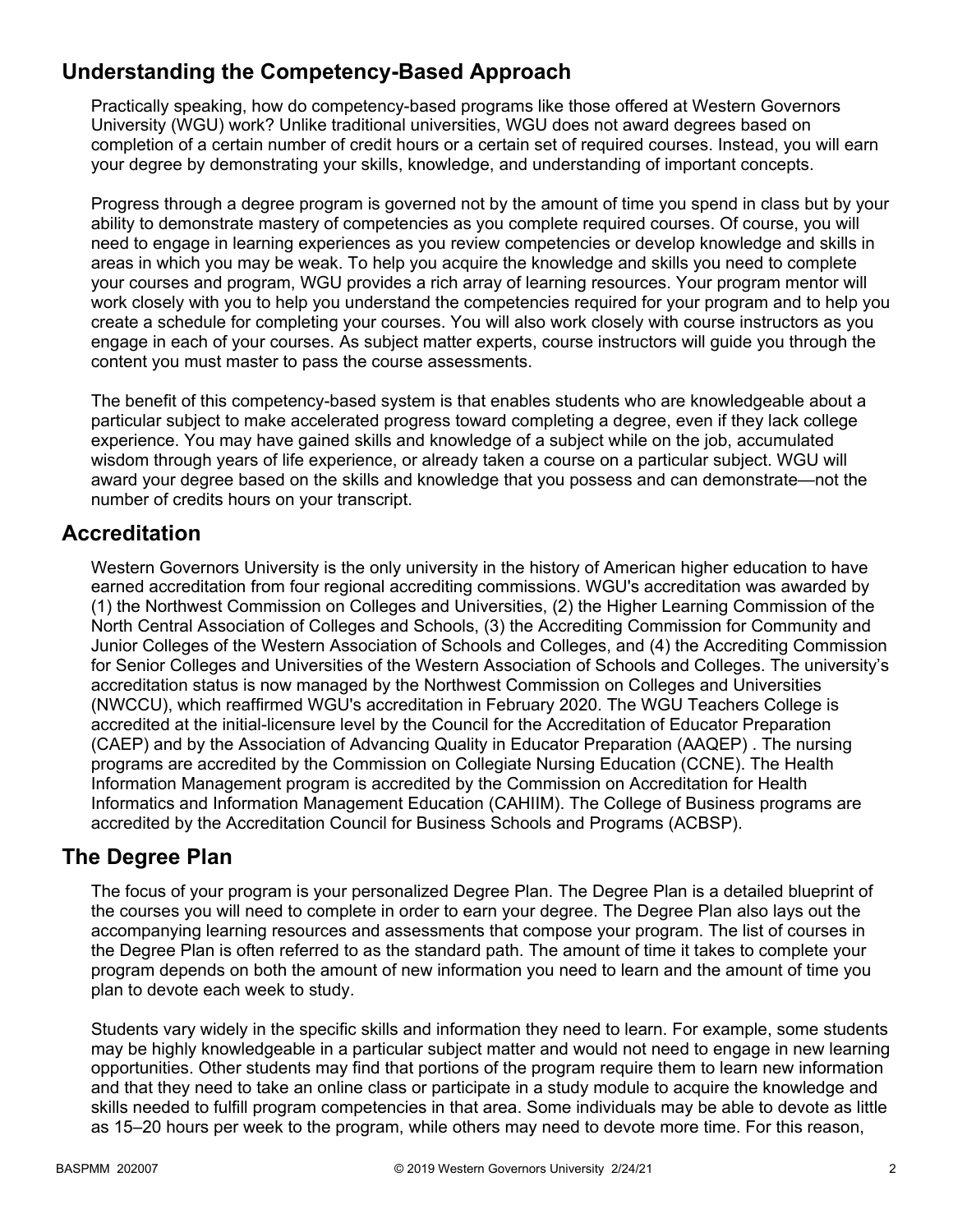## Understanding the Competency-Based Approach

Practically speaking, how do competency-based programs like those offered at Western Governors University (WGU) work? Unlike traditional universities, WGU does not award degrees based on completion of a certain number of credit hours or a certain set of required courses. Instead, you will earn your degree by demonstrating your skills, knowledge, and understanding of important concepts.

Progress through a degree program is governed not by the amount of time you spend in class but by your ability to demonstrate mastery of competencies as you complete required courses. Of course, you will need to engage in learning experiences as you review competencies or develop knowledge and skills in areas in which you may be weak. To help you acquire the knowledge and skills you need to complete your courses and program, WGU provides a rich array of learning resources. Your program mentor will work closely with you to help you understand the competencies required for your program and to help you create a schedule for completing your courses. You will also work closely with course instructors as you engage in each of your courses. As subject matter experts, course instructors will guide you through the content you must master to pass the course assessments.

The benefit of this competency-based system is that enables students who are knowledgeable about a particular subject to make accelerated progress toward completing a degree, even if they lack college experience. You may have gained skills and knowledge of a subject while on the job, accumulated wisdom through years of life experience, or already taken a course on a particular subject. WGU will award your degree based on the skills and knowledge that you possess and can demonstrate—not the number of credits hours on your transcript.

## Accreditation

Western Governors University is the only university in the history of American higher education to have earned accreditation from four regional accrediting commissions. WGU's accreditation was awarded by (1) the Northwest Commission on Colleges and Universities, (2) the Higher Learning Commission of the North Central Association of Colleges and Schools, (3) the Accrediting Commission for Community and Junior Colleges of the Western Association of Schools and Colleges, and (4) the Accrediting Commission for Senior Colleges and Universities of the Western Association of Schools and Colleges. The university's accreditation status is now managed by the Northwest Commission on Colleges and Universities (NWCCU), which reaffirmed WGU's accreditation in February 2020. The WGU Teachers College is accredited at the initial-licensure level by the Council for the Accreditation of Educator Preparation (CAEP) and by the Association of Advancing Quality in Educator Preparation (AAQEP) . The nursing programs are accredited by the Commission on Collegiate Nursing Education (CCNE). The Health Information Management program is accredited by the Commission on Accreditation for Health Informatics and Information Management Education (CAHIIM). The College of Business programs are accredited by the Accreditation Council for Business Schools and Programs (ACBSP).

## The Degree Plan

The focus of your program is your personalized Degree Plan. The Degree Plan is a detailed blueprint of the courses you will need to complete in order to earn your degree. The Degree Plan also lays out the accompanying learning resources and assessments that compose your program. The list of courses in the Degree Plan is often referred to as the standard path. The amount of time it takes to complete your program depends on both the amount of new information you need to learn and the amount of time you plan to devote each week to study.

Students vary widely in the specific skills and information they need to learn. For example, some students may be highly knowledgeable in a particular subject matter and would not need to engage in new learning opportunities. Other students may find that portions of the program require them to learn new information and that they need to take an online class or participate in a study module to acquire the knowledge and skills needed to fulfill program competencies in that area. Some individuals may be able to devote as little as 15–20 hours per week to the program, while others may need to devote more time. For this reason,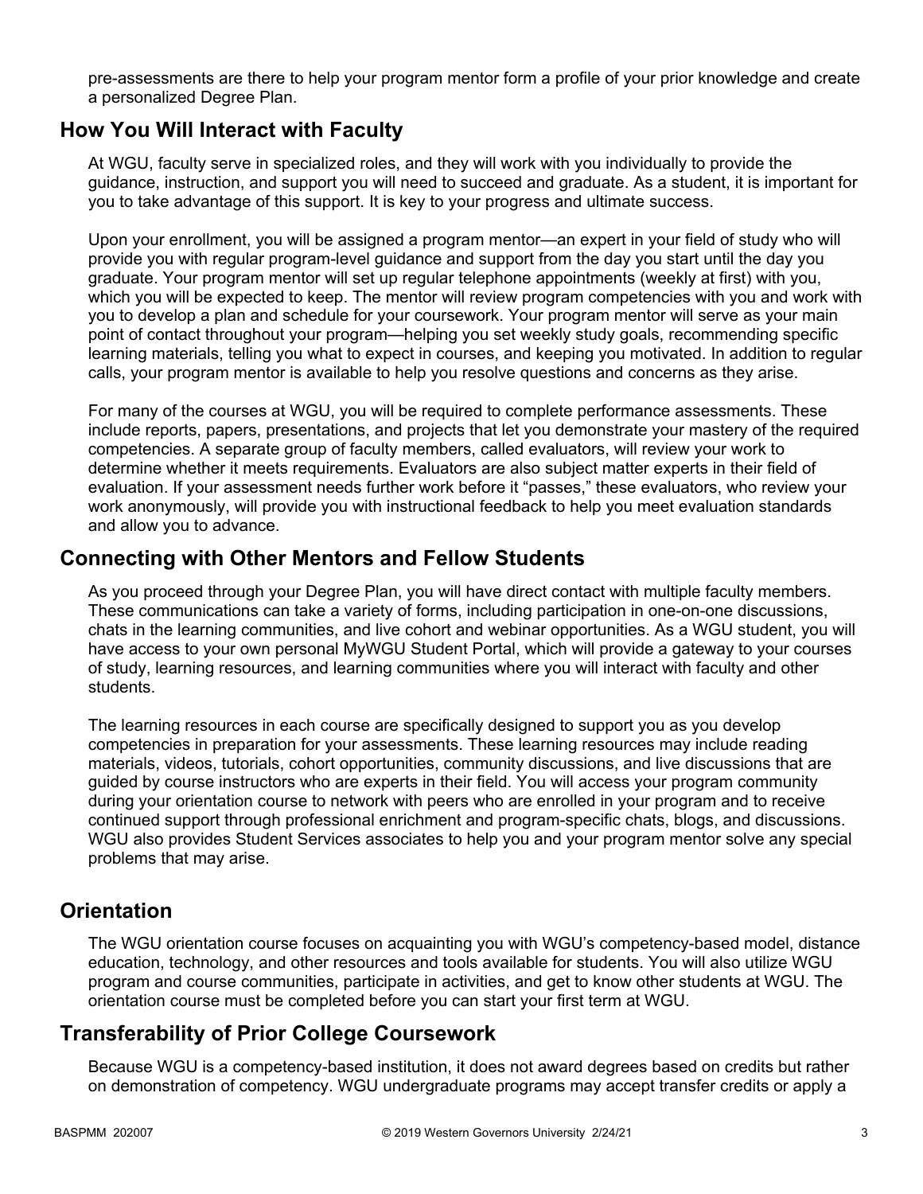pre-assessments are there to help your program mentor form a profile of your prior knowledge and create a personalized Degree Plan.

## How You Will Interact with Faculty

At WGU, faculty serve in specialized roles, and they will work with you individually to provide the guidance, instruction, and support you will need to succeed and graduate. As a student, it is important for you to take advantage of this support. It is key to your progress and ultimate success.

Upon your enrollment, you will be assigned a program mentor—an expert in your field of study who will provide you with regular program-level guidance and support from the day you start until the day you graduate. Your program mentor will set up regular telephone appointments (weekly at first) with you, which you will be expected to keep. The mentor will review program competencies with you and work with you to develop a plan and schedule for your coursework. Your program mentor will serve as your main point of contact throughout your program—helping you set weekly study goals, recommending specific learning materials, telling you what to expect in courses, and keeping you motivated. In addition to regular calls, your program mentor is available to help you resolve questions and concerns as they arise.

For many of the courses at WGU, you will be required to complete performance assessments. These include reports, papers, presentations, and projects that let you demonstrate your mastery of the required competencies. A separate group of faculty members, called evaluators, will review your work to determine whether it meets requirements. Evaluators are also subject matter experts in their field of evaluation. If your assessment needs further work before it "passes," these evaluators, who review your work anonymously, will provide you with instructional feedback to help you meet evaluation standards and allow you to advance.

## Connecting with Other Mentors and Fellow Students

As you proceed through your Degree Plan, you will have direct contact with multiple faculty members. These communications can take a variety of forms, including participation in one-on-one discussions, chats in the learning communities, and live cohort and webinar opportunities. As a WGU student, you will have access to your own personal MyWGU Student Portal, which will provide a gateway to your courses of study, learning resources, and learning communities where you will interact with faculty and other students.

The learning resources in each course are specifically designed to support you as you develop competencies in preparation for your assessments. These learning resources may include reading materials, videos, tutorials, cohort opportunities, community discussions, and live discussions that are guided by course instructors who are experts in their field. You will access your program community during your orientation course to network with peers who are enrolled in your program and to receive continued support through professional enrichment and program-specific chats, blogs, and discussions. WGU also provides Student Services associates to help you and your program mentor solve any special problems that may arise.

## Orientation

The WGU orientation course focuses on acquainting you with WGU's competency-based model, distance education, technology, and other resources and tools available for students. You will also utilize WGU program and course communities, participate in activities, and get to know other students at WGU. The orientation course must be completed before you can start your first term at WGU.

## Transferability of Prior College Coursework

Because WGU is a competency-based institution, it does not award degrees based on credits but rather on demonstration of competency. WGU undergraduate programs may accept transfer credits or apply a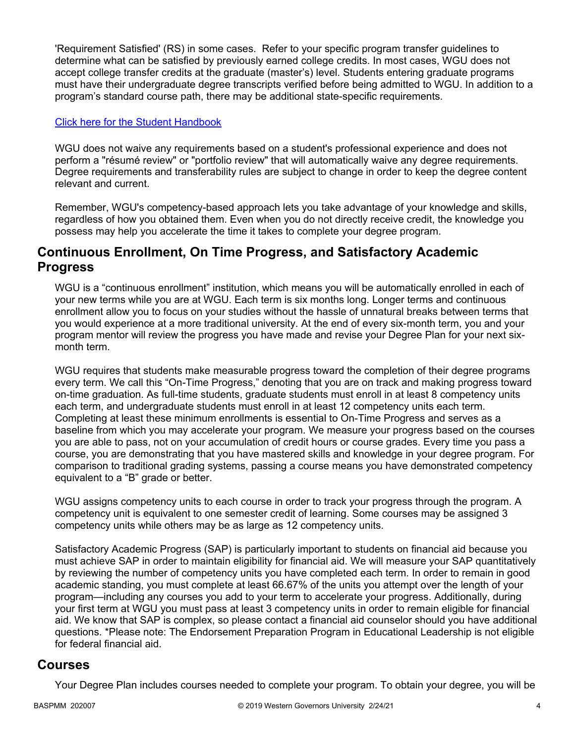'Requirement Satisfied' (RS) in some cases. Refer to your specific program transfer guidelines to determine what can be satisfied by previously earned college credits. In most cases, WGU does not accept college transfer credits at the graduate (master's) level. Students entering graduate programs must have their undergraduate degree transcripts verified before being admitted to WGU. In addition to a program's standard course path, there may be additional state-specific requirements.

[Click here for the Student Handbook]

WGU does not waive any requirements based on a student's professional experience and does not perform a "résumé review" or "portfolio review" that will automatically waive any degree requirements. Degree requirements and transferability rules are subject to change in order to keep the degree content relevant and current.

Remember, WGU's competency-based approach lets you take advantage of your knowledge and skills, regardless of how you obtained them. Even when you do not directly receive credit, the knowledge you possess may help you accelerate the time it takes to complete your degree program.

## Continuous Enrollment, On Time Progress, and Satisfactory Academic Progress

WGU is a "continuous enrollment" institution, which means you will be automatically enrolled in each of your new terms while you are at WGU. Each term is six months long. Longer terms and continuous enrollment allow you to focus on your studies without the hassle of unnatural breaks between terms that you would experience at a more traditional university. At the end of every six-month term, you and your program mentor will review the progress you have made and revise your Degree Plan for your next six-month term.

WGU requires that students make measurable progress toward the completion of their degree programs every term. We call this "On-Time Progress," denoting that you are on track and making progress toward on-time graduation. As full-time students, graduate students must enroll in at least 8 competency units each term, and undergraduate students must enroll in at least 12 competency units each term. Completing at least these minimum enrollments is essential to On-Time Progress and serves as a baseline from which you may accelerate your program. We measure your progress based on the courses you are able to pass, not on your accumulation of credit hours or course grades. Every time you pass a course, you are demonstrating that you have mastered skills and knowledge in your degree program. For comparison to traditional grading systems, passing a course means you have demonstrated competency equivalent to a "B" grade or better.

WGU assigns competency units to each course in order to track your progress through the program. A competency unit is equivalent to one semester credit of learning. Some courses may be assigned 3 competency units while others may be as large as 12 competency units.

Satisfactory Academic Progress (SAP) is particularly important to students on financial aid because you must achieve SAP in order to maintain eligibility for financial aid. We will measure your SAP quantitatively by reviewing the number of competency units you have completed each term. In order to remain in good academic standing, you must complete at least 66.67% of the units you attempt over the length of your program—including any courses you add to your term to accelerate your progress. Additionally, during your first term at WGU you must pass at least 3 competency units in order to remain eligible for financial aid. We know that SAP is complex, so please contact a financial aid counselor should you have additional questions. *Please note: The Endorsement Preparation Program in Educational Leadership is not eligible for federal financial aid.

## Courses

Your Degree Plan includes courses needed to complete your program. To obtain your degree, you will be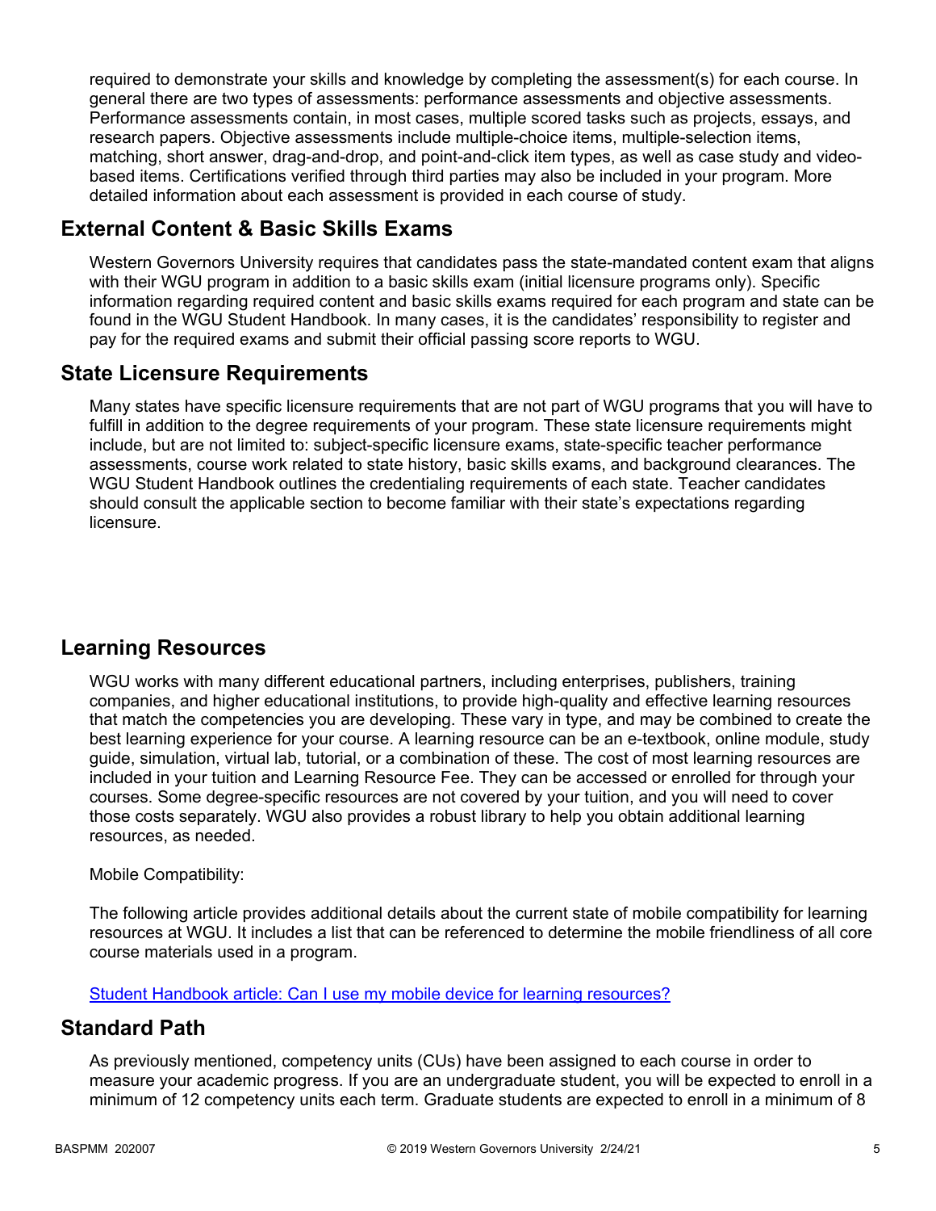required to demonstrate your skills and knowledge by completing the assessment(s) for each course. In general there are two types of assessments: performance assessments and objective assessments. Performance assessments contain, in most cases, multiple scored tasks such as projects, essays, and research papers. Objective assessments include multiple-choice items, multiple-selection items, matching, short answer, drag-and-drop, and point-and-click item types, as well as case study and video-based items. Certifications verified through third parties may also be included in your program. More detailed information about each assessment is provided in each course of study.

## External Content & Basic Skills Exams

Western Governors University requires that candidates pass the state-mandated content exam that aligns with their WGU program in addition to a basic skills exam (initial licensure programs only). Specific information regarding required content and basic skills exams required for each program and state can be found in the WGU Student Handbook. In many cases, it is the candidates' responsibility to register and pay for the required exams and submit their official passing score reports to WGU.

## State Licensure Requirements

Many states have specific licensure requirements that are not part of WGU programs that you will have to fulfill in addition to the degree requirements of your program. These state licensure requirements might include, but are not limited to: subject-specific licensure exams, state-specific teacher performance assessments, course work related to state history, basic skills exams, and background clearances. The WGU Student Handbook outlines the credentialing requirements of each state. Teacher candidates should consult the applicable section to become familiar with their state's expectations regarding licensure.

## Learning Resources

WGU works with many different educational partners, including enterprises, publishers, training companies, and higher educational institutions, to provide high-quality and effective learning resources that match the competencies you are developing. These vary in type, and may be combined to create the best learning experience for your course. A learning resource can be an e-textbook, online module, study guide, simulation, virtual lab, tutorial, or a combination of these. The cost of most learning resources are included in your tuition and Learning Resource Fee. They can be accessed or enrolled for through your courses. Some degree-specific resources are not covered by your tuition, and you will need to cover those costs separately. WGU also provides a robust library to help you obtain additional learning resources, as needed.

Mobile Compatibility:

The following article provides additional details about the current state of mobile compatibility for learning resources at WGU. It includes a list that can be referenced to determine the mobile friendliness of all core course materials used in a program.

[Student Handbook article: Can I use my mobile device for learning resources?]

## Standard Path

As previously mentioned, competency units (CUs) have been assigned to each course in order to measure your academic progress. If you are an undergraduate student, you will be expected to enroll in a minimum of 12 competency units each term. Graduate students are expected to enroll in a minimum of 8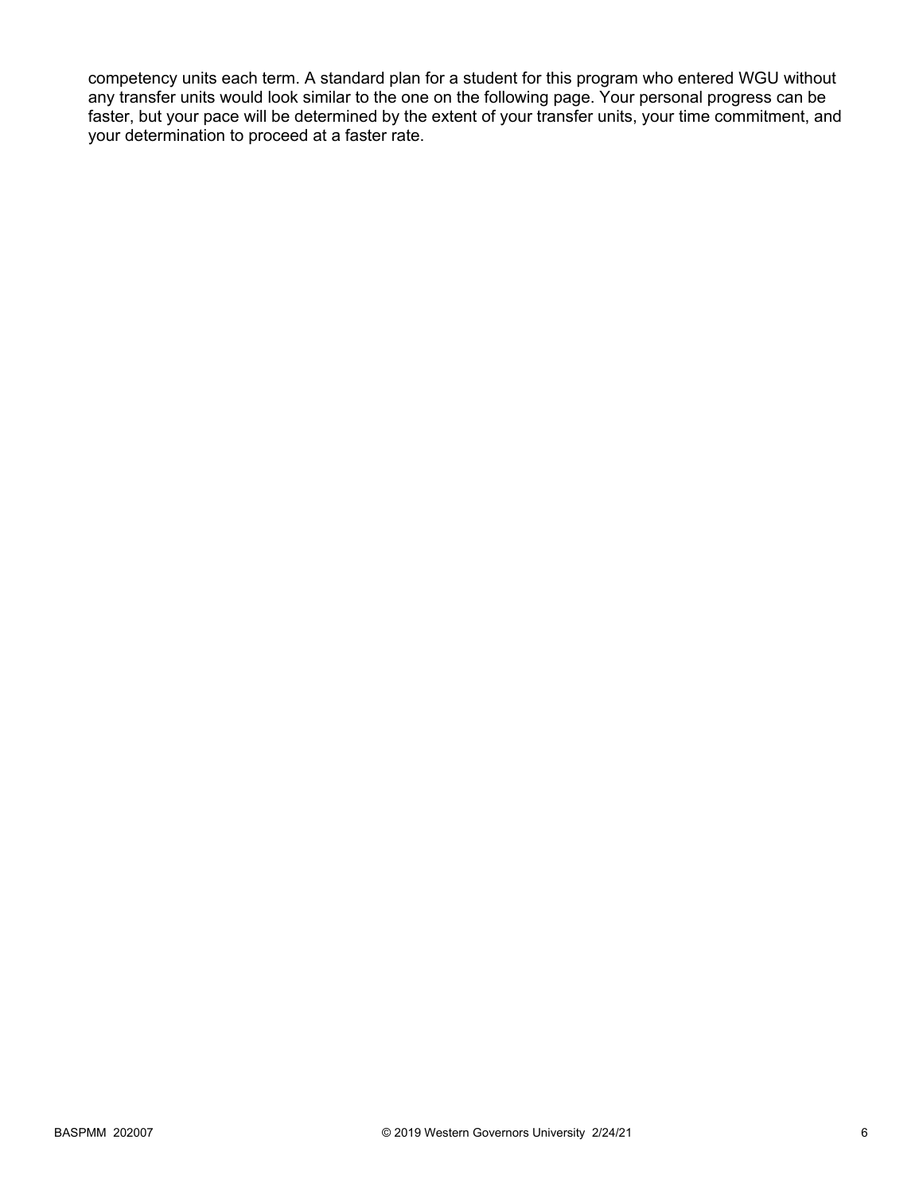competency units each term. A standard plan for a student for this program who entered WGU without any transfer units would look similar to the one on the following page. Your personal progress can be faster, but your pace will be determined by the extent of your transfer units, your time commitment, and your determination to proceed at a faster rate.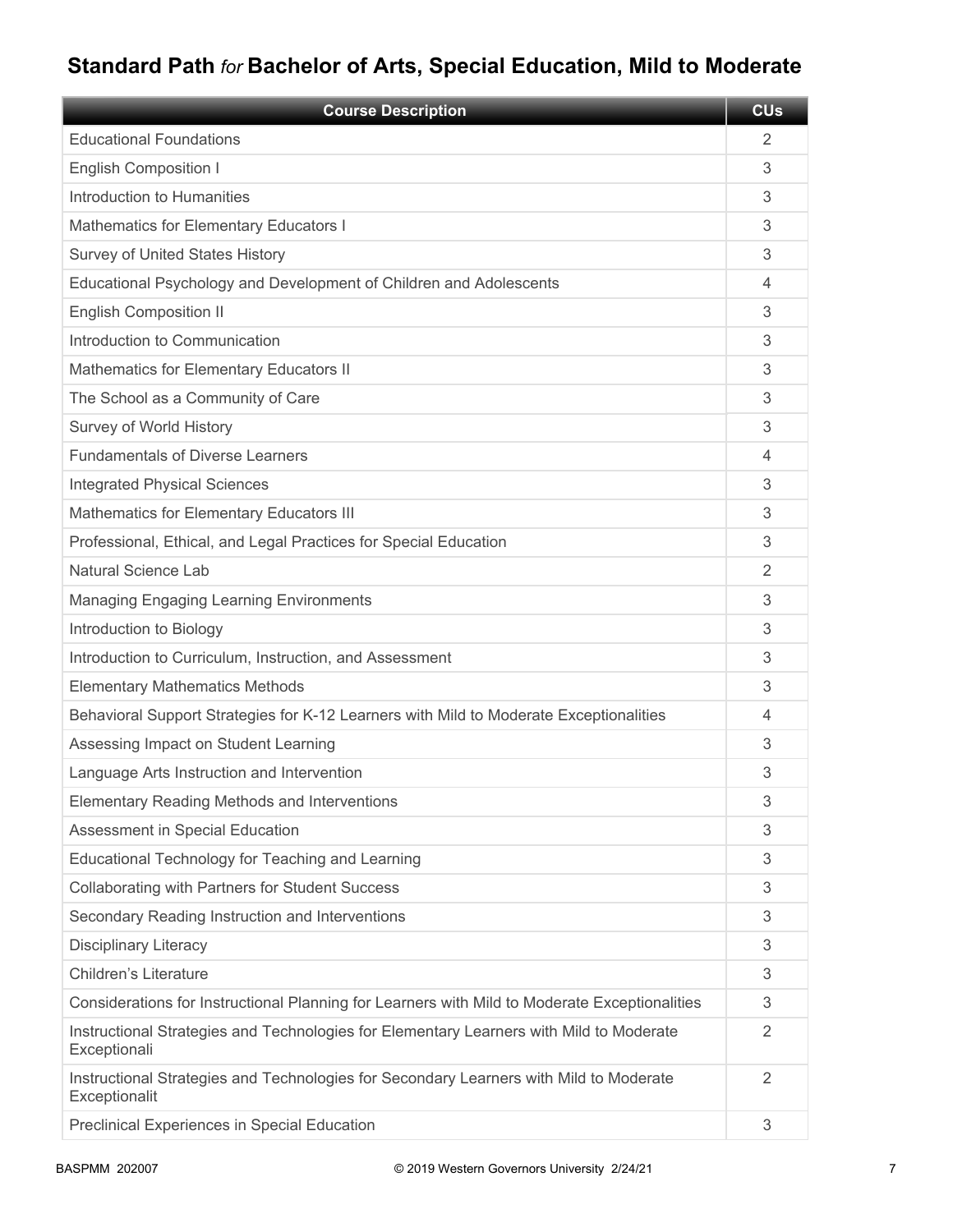## Standard Path *for* Bachelor of Arts, Special Education, Mild to Moderate

| Course Description | CUs |
|---|---|
| Educational Foundations | 2 |
| English Composition I | 3 |
| Introduction to Humanities | 3 |
| Mathematics for Elementary Educators I | 3 |
| Survey of United States History | 3 |
| Educational Psychology and Development of Children and Adolescents | 4 |
| English Composition II | 3 |
| Introduction to Communication | 3 |
| Mathematics for Elementary Educators II | 3 |
| The School as a Community of Care | 3 |
| Survey of World History | 3 |
| Fundamentals of Diverse Learners | 4 |
| Integrated Physical Sciences | 3 |
| Mathematics for Elementary Educators III | 3 |
| Professional, Ethical, and Legal Practices for Special Education | 3 |
| Natural Science Lab | 2 |
| Managing Engaging Learning Environments | 3 |
| Introduction to Biology | 3 |
| Introduction to Curriculum, Instruction, and Assessment | 3 |
| Elementary Mathematics Methods | 3 |
| Behavioral Support Strategies for K-12 Learners with Mild to Moderate Exceptionalities | 4 |
| Assessing Impact on Student Learning | 3 |
| Language Arts Instruction and Intervention | 3 |
| Elementary Reading Methods and Interventions | 3 |
| Assessment in Special Education | 3 |
| Educational Technology for Teaching and Learning | 3 |
| Collaborating with Partners for Student Success | 3 |
| Secondary Reading Instruction and Interventions | 3 |
| Disciplinary Literacy | 3 |
| Children's Literature | 3 |
| Considerations for Instructional Planning for Learners with Mild to Moderate Exceptionalities | 3 |
| Instructional Strategies and Technologies for Elementary Learners with Mild to Moderate Exceptionali | 2 |
| Instructional Strategies and Technologies for Secondary Learners with Mild to Moderate Exceptionalit | 2 |
| Preclinical Experiences in Special Education | 3 |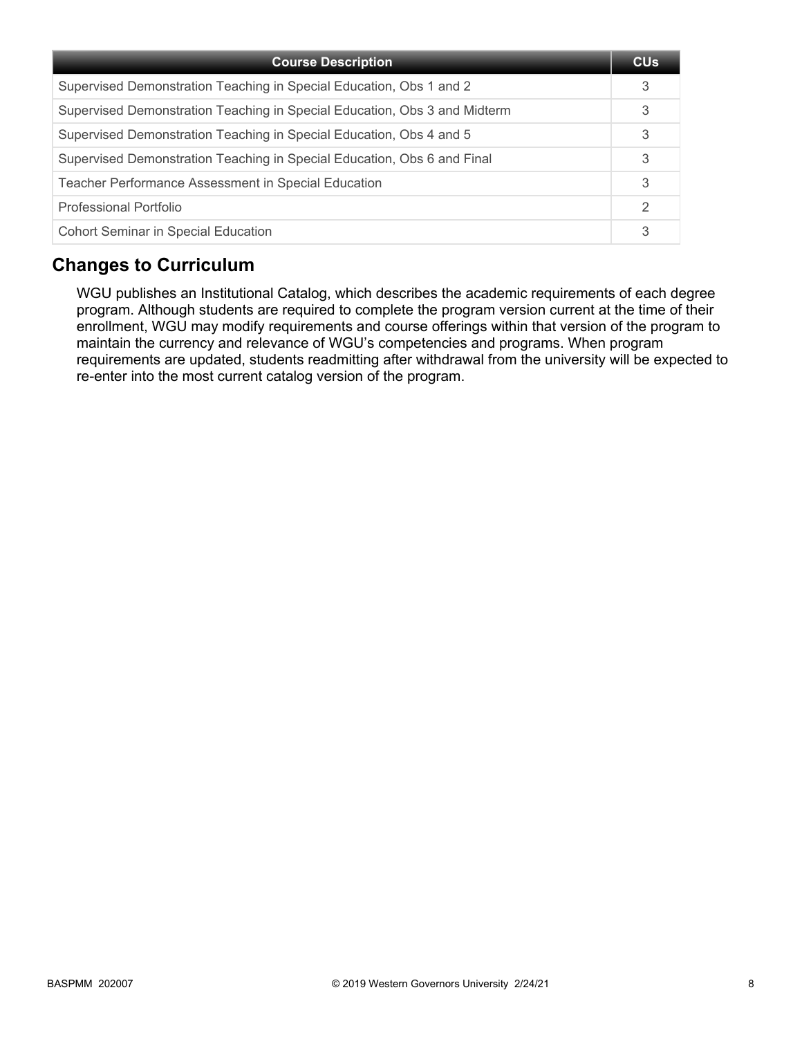| Course Description | CUs |
|---|---|
| Supervised Demonstration Teaching in Special Education, Obs 1 and 2 | 3 |
| Supervised Demonstration Teaching in Special Education, Obs 3 and Midterm | 3 |
| Supervised Demonstration Teaching in Special Education, Obs 4 and 5 | 3 |
| Supervised Demonstration Teaching in Special Education, Obs 6 and Final | 3 |
| Teacher Performance Assessment in Special Education | 3 |
| Professional Portfolio | 2 |
| Cohort Seminar in Special Education | 3 |

## Changes to Curriculum

WGU publishes an Institutional Catalog, which describes the academic requirements of each degree program. Although students are required to complete the program version current at the time of their enrollment, WGU may modify requirements and course offerings within that version of the program to maintain the currency and relevance of WGU's competencies and programs. When program requirements are updated, students readmitting after withdrawal from the university will be expected to re-enter into the most current catalog version of the program.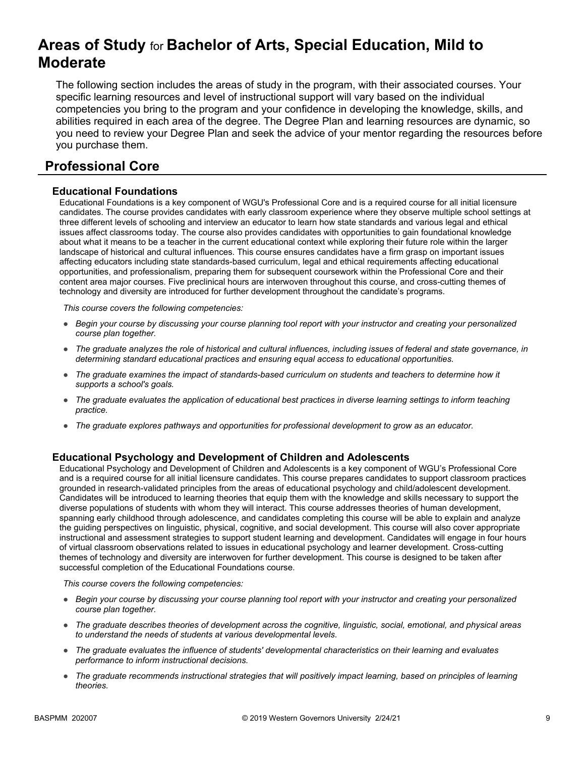# Areas of Study for Bachelor of Arts, Special Education, Mild to Moderate

The following section includes the areas of study in the program, with their associated courses. Your specific learning resources and level of instructional support will vary based on the individual competencies you bring to the program and your confidence in developing the knowledge, skills, and abilities required in each area of the degree. The Degree Plan and learning resources are dynamic, so you need to review your Degree Plan and seek the advice of your mentor regarding the resources before you purchase them.

## Professional Core

### Educational Foundations

Educational Foundations is a key component of WGU's Professional Core and is a required course for all initial licensure candidates. The course provides candidates with early classroom experience where they observe multiple school settings at three different levels of schooling and interview an educator to learn how state standards and various legal and ethical issues affect classrooms today. The course also provides candidates with opportunities to gain foundational knowledge about what it means to be a teacher in the current educational context while exploring their future role within the larger landscape of historical and cultural influences. This course ensures candidates have a firm grasp on important issues affecting educators including state standards-based curriculum, legal and ethical requirements affecting educational opportunities, and professionalism, preparing them for subsequent coursework within the Professional Core and their content area major courses. Five preclinical hours are interwoven throughout this course, and cross-cutting themes of technology and diversity are introduced for further development throughout the candidate's programs.

*This course covers the following competencies:*

- *Begin your course by discussing your course planning tool report with your instructor and creating your personalized course plan together.*
- *The graduate analyzes the role of historical and cultural influences, including issues of federal and state governance, in determining standard educational practices and ensuring equal access to educational opportunities.*
- *The graduate examines the impact of standards-based curriculum on students and teachers to determine how it supports a school's goals.*
- *The graduate evaluates the application of educational best practices in diverse learning settings to inform teaching practice.*
- *The graduate explores pathways and opportunities for professional development to grow as an educator.*

### Educational Psychology and Development of Children and Adolescents

Educational Psychology and Development of Children and Adolescents is a key component of WGU's Professional Core and is a required course for all initial licensure candidates. This course prepares candidates to support classroom practices grounded in research-validated principles from the areas of educational psychology and child/adolescent development. Candidates will be introduced to learning theories that equip them with the knowledge and skills necessary to support the diverse populations of students with whom they will interact. This course addresses theories of human development, spanning early childhood through adolescence, and candidates completing this course will be able to explain and analyze the guiding perspectives on linguistic, physical, cognitive, and social development. This course will also cover appropriate instructional and assessment strategies to support student learning and development. Candidates will engage in four hours of virtual classroom observations related to issues in educational psychology and learner development. Cross-cutting themes of technology and diversity are interwoven for further development. This course is designed to be taken after successful completion of the Educational Foundations course.

*This course covers the following competencies:*

- *Begin your course by discussing your course planning tool report with your instructor and creating your personalized course plan together.*
- *The graduate describes theories of development across the cognitive, linguistic, social, emotional, and physical areas to understand the needs of students at various developmental levels.*
- *The graduate evaluates the influence of students' developmental characteristics on their learning and evaluates performance to inform instructional decisions.*
- *The graduate recommends instructional strategies that will positively impact learning, based on principles of learning theories.*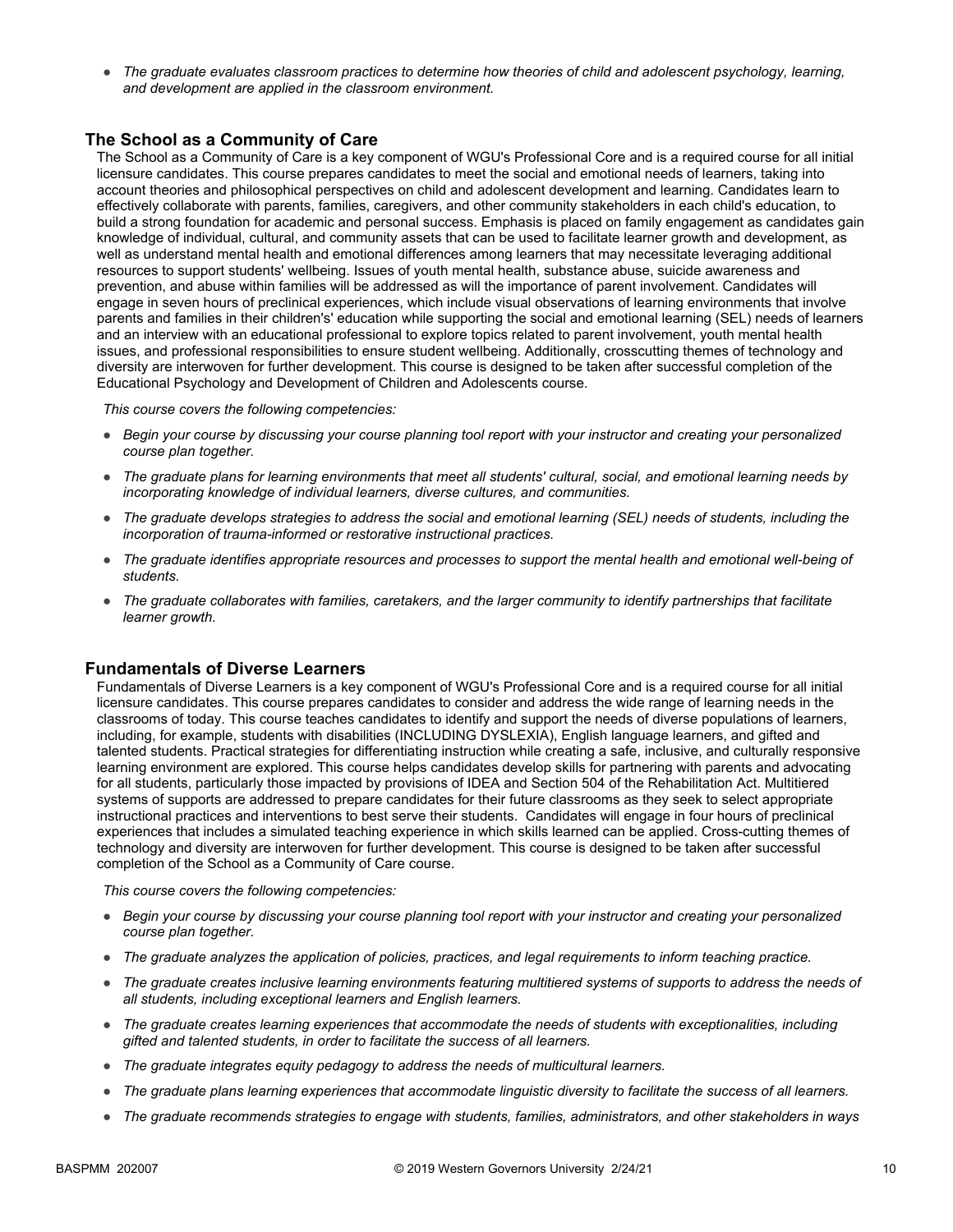- *The graduate evaluates classroom practices to determine how theories of child and adolescent psychology, learning, and development are applied in the classroom environment.*

### The School as a Community of Care

The School as a Community of Care is a key component of WGU's Professional Core and is a required course for all initial licensure candidates. This course prepares candidates to meet the social and emotional needs of learners, taking into account theories and philosophical perspectives on child and adolescent development and learning. Candidates learn to effectively collaborate with parents, families, caregivers, and other community stakeholders in each child's education, to build a strong foundation for academic and personal success. Emphasis is placed on family engagement as candidates gain knowledge of individual, cultural, and community assets that can be used to facilitate learner growth and development, as well as understand mental health and emotional differences among learners that may necessitate leveraging additional resources to support students' wellbeing. Issues of youth mental health, substance abuse, suicide awareness and prevention, and abuse within families will be addressed as will the importance of parent involvement. Candidates will engage in seven hours of preclinical experiences, which include visual observations of learning environments that involve parents and families in their children's' education while supporting the social and emotional learning (SEL) needs of learners and an interview with an educational professional to explore topics related to parent involvement, youth mental health issues, and professional responsibilities to ensure student wellbeing. Additionally, crosscutting themes of technology and diversity are interwoven for further development. This course is designed to be taken after successful completion of the Educational Psychology and Development of Children and Adolescents course.

*This course covers the following competencies:*

- *Begin your course by discussing your course planning tool report with your instructor and creating your personalized course plan together.*
- *The graduate plans for learning environments that meet all students' cultural, social, and emotional learning needs by incorporating knowledge of individual learners, diverse cultures, and communities.*
- *The graduate develops strategies to address the social and emotional learning (SEL) needs of students, including the incorporation of trauma-informed or restorative instructional practices.*
- *The graduate identifies appropriate resources and processes to support the mental health and emotional well-being of students.*
- *The graduate collaborates with families, caretakers, and the larger community to identify partnerships that facilitate learner growth.*

### Fundamentals of Diverse Learners

Fundamentals of Diverse Learners is a key component of WGU's Professional Core and is a required course for all initial licensure candidates. This course prepares candidates to consider and address the wide range of learning needs in the classrooms of today. This course teaches candidates to identify and support the needs of diverse populations of learners, including, for example, students with disabilities (INCLUDING DYSLEXIA), English language learners, and gifted and talented students. Practical strategies for differentiating instruction while creating a safe, inclusive, and culturally responsive learning environment are explored. This course helps candidates develop skills for partnering with parents and advocating for all students, particularly those impacted by provisions of IDEA and Section 504 of the Rehabilitation Act. Multitiered systems of supports are addressed to prepare candidates for their future classrooms as they seek to select appropriate instructional practices and interventions to best serve their students. Candidates will engage in four hours of preclinical experiences that includes a simulated teaching experience in which skills learned can be applied. Cross-cutting themes of technology and diversity are interwoven for further development. This course is designed to be taken after successful completion of the School as a Community of Care course.

*This course covers the following competencies:*

- *Begin your course by discussing your course planning tool report with your instructor and creating your personalized course plan together.*
- *The graduate analyzes the application of policies, practices, and legal requirements to inform teaching practice.*
- *The graduate creates inclusive learning environments featuring multitiered systems of supports to address the needs of all students, including exceptional learners and English learners.*
- *The graduate creates learning experiences that accommodate the needs of students with exceptionalities, including gifted and talented students, in order to facilitate the success of all learners.*
- *The graduate integrates equity pedagogy to address the needs of multicultural learners.*
- *The graduate plans learning experiences that accommodate linguistic diversity to facilitate the success of all learners.*
- *The graduate recommends strategies to engage with students, families, administrators, and other stakeholders in ways*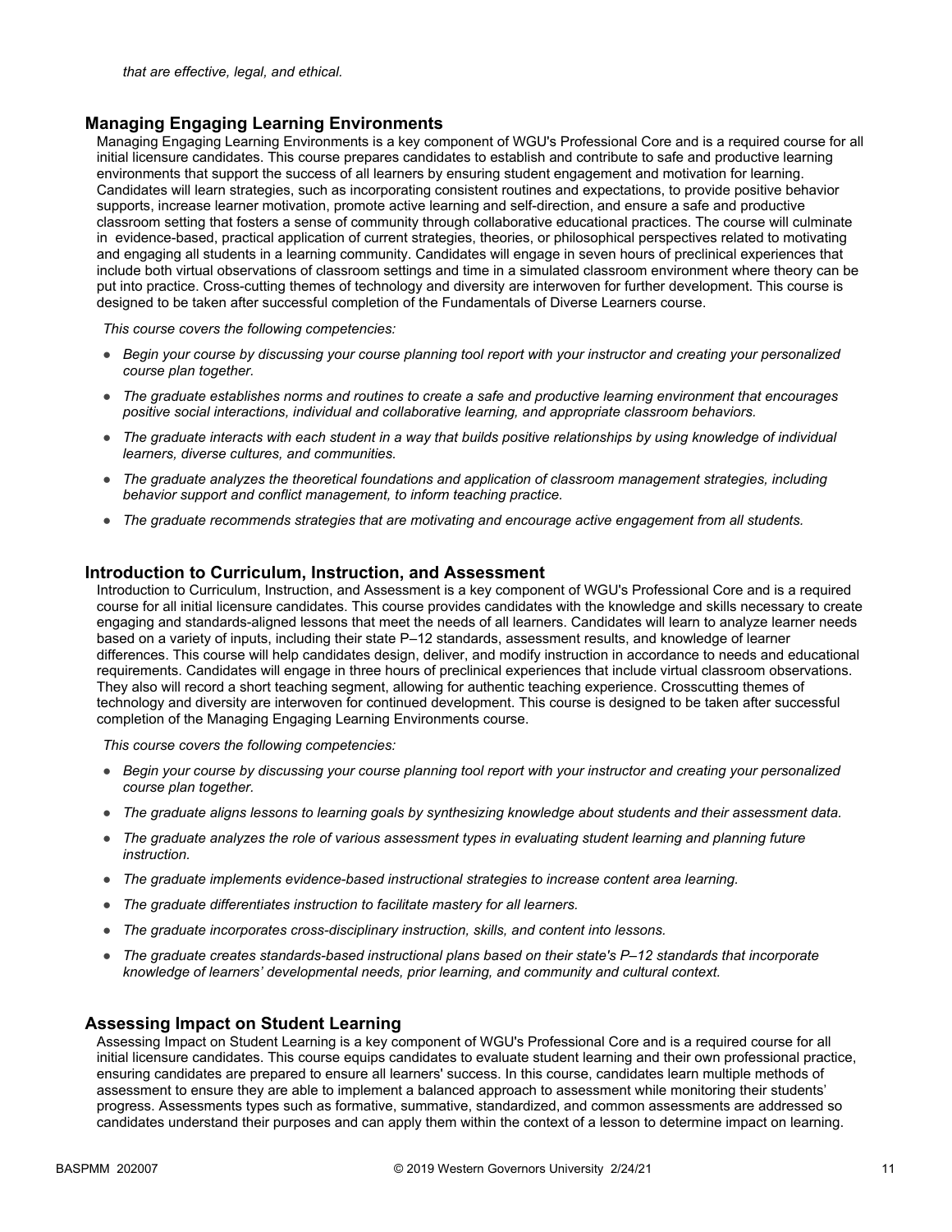*that are effective, legal, and ethical.*

### Managing Engaging Learning Environments

Managing Engaging Learning Environments is a key component of WGU's Professional Core and is a required course for all initial licensure candidates. This course prepares candidates to establish and contribute to safe and productive learning environments that support the success of all learners by ensuring student engagement and motivation for learning. Candidates will learn strategies, such as incorporating consistent routines and expectations, to provide positive behavior supports, increase learner motivation, promote active learning and self-direction, and ensure a safe and productive classroom setting that fosters a sense of community through collaborative educational practices. The course will culminate in evidence-based, practical application of current strategies, theories, or philosophical perspectives related to motivating and engaging all students in a learning community. Candidates will engage in seven hours of preclinical experiences that include both virtual observations of classroom settings and time in a simulated classroom environment where theory can be put into practice. Cross-cutting themes of technology and diversity are interwoven for further development. This course is designed to be taken after successful completion of the Fundamentals of Diverse Learners course.

*This course covers the following competencies:*

- *Begin your course by discussing your course planning tool report with your instructor and creating your personalized course plan together.*
- *The graduate establishes norms and routines to create a safe and productive learning environment that encourages positive social interactions, individual and collaborative learning, and appropriate classroom behaviors.*
- *The graduate interacts with each student in a way that builds positive relationships by using knowledge of individual learners, diverse cultures, and communities.*
- *The graduate analyzes the theoretical foundations and application of classroom management strategies, including behavior support and conflict management, to inform teaching practice.*
- *The graduate recommends strategies that are motivating and encourage active engagement from all students.*

### Introduction to Curriculum, Instruction, and Assessment

Introduction to Curriculum, Instruction, and Assessment is a key component of WGU's Professional Core and is a required course for all initial licensure candidates. This course provides candidates with the knowledge and skills necessary to create engaging and standards-aligned lessons that meet the needs of all learners. Candidates will learn to analyze learner needs based on a variety of inputs, including their state P–12 standards, assessment results, and knowledge of learner differences. This course will help candidates design, deliver, and modify instruction in accordance to needs and educational requirements. Candidates will engage in three hours of preclinical experiences that include virtual classroom observations. They also will record a short teaching segment, allowing for authentic teaching experience. Crosscutting themes of technology and diversity are interwoven for continued development. This course is designed to be taken after successful completion of the Managing Engaging Learning Environments course.

*This course covers the following competencies:*

- *Begin your course by discussing your course planning tool report with your instructor and creating your personalized course plan together.*
- *The graduate aligns lessons to learning goals by synthesizing knowledge about students and their assessment data.*
- *The graduate analyzes the role of various assessment types in evaluating student learning and planning future instruction.*
- *The graduate implements evidence-based instructional strategies to increase content area learning.*
- *The graduate differentiates instruction to facilitate mastery for all learners.*
- *The graduate incorporates cross-disciplinary instruction, skills, and content into lessons.*
- *The graduate creates standards-based instructional plans based on their state's P–12 standards that incorporate knowledge of learners' developmental needs, prior learning, and community and cultural context.*

### Assessing Impact on Student Learning

Assessing Impact on Student Learning is a key component of WGU's Professional Core and is a required course for all initial licensure candidates. This course equips candidates to evaluate student learning and their own professional practice, ensuring candidates are prepared to ensure all learners' success. In this course, candidates learn multiple methods of assessment to ensure they are able to implement a balanced approach to assessment while monitoring their students' progress. Assessments types such as formative, summative, standardized, and common assessments are addressed so candidates understand their purposes and can apply them within the context of a lesson to determine impact on learning.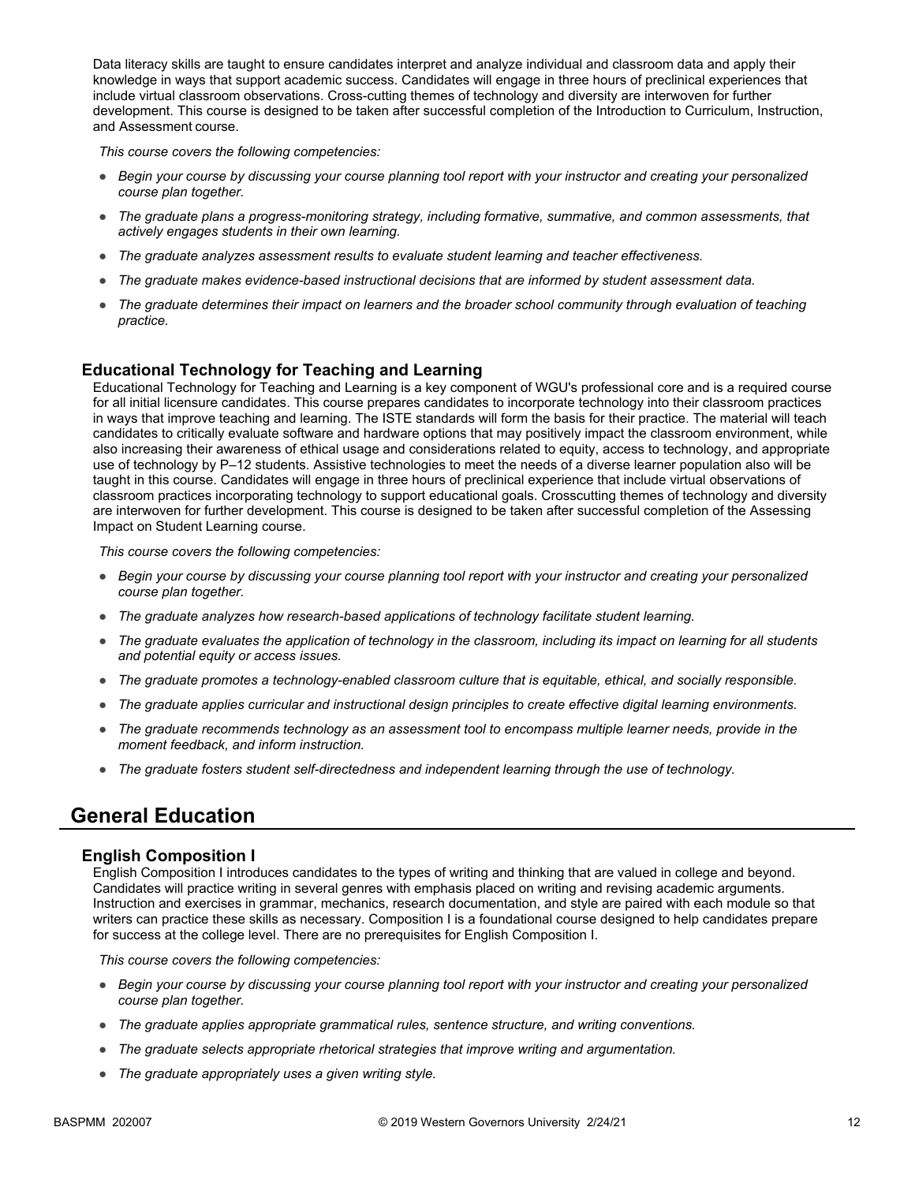Data literacy skills are taught to ensure candidates interpret and analyze individual and classroom data and apply their knowledge in ways that support academic success. Candidates will engage in three hours of preclinical experiences that include virtual classroom observations. Cross-cutting themes of technology and diversity are interwoven for further development. This course is designed to be taken after successful completion of the Introduction to Curriculum, Instruction, and Assessment course.

*This course covers the following competencies:*

- *Begin your course by discussing your course planning tool report with your instructor and creating your personalized course plan together.*
- *The graduate plans a progress-monitoring strategy, including formative, summative, and common assessments, that actively engages students in their own learning.*
- *The graduate analyzes assessment results to evaluate student learning and teacher effectiveness.*
- *The graduate makes evidence-based instructional decisions that are informed by student assessment data.*
- *The graduate determines their impact on learners and the broader school community through evaluation of teaching practice.*

### Educational Technology for Teaching and Learning

Educational Technology for Teaching and Learning is a key component of WGU's professional core and is a required course for all initial licensure candidates. This course prepares candidates to incorporate technology into their classroom practices in ways that improve teaching and learning. The ISTE standards will form the basis for their practice. The material will teach candidates to critically evaluate software and hardware options that may positively impact the classroom environment, while also increasing their awareness of ethical usage and considerations related to equity, access to technology, and appropriate use of technology by P–12 students. Assistive technologies to meet the needs of a diverse learner population also will be taught in this course. Candidates will engage in three hours of preclinical experience that include virtual observations of classroom practices incorporating technology to support educational goals. Crosscutting themes of technology and diversity are interwoven for further development. This course is designed to be taken after successful completion of the Assessing Impact on Student Learning course.

*This course covers the following competencies:*

- *Begin your course by discussing your course planning tool report with your instructor and creating your personalized course plan together.*
- *The graduate analyzes how research-based applications of technology facilitate student learning.*
- *The graduate evaluates the application of technology in the classroom, including its impact on learning for all students and potential equity or access issues.*
- *The graduate promotes a technology-enabled classroom culture that is equitable, ethical, and socially responsible.*
- *The graduate applies curricular and instructional design principles to create effective digital learning environments.*
- *The graduate recommends technology as an assessment tool to encompass multiple learner needs, provide in the moment feedback, and inform instruction.*
- *The graduate fosters student self-directedness and independent learning through the use of technology.*

## General Education

### English Composition I

English Composition I introduces candidates to the types of writing and thinking that are valued in college and beyond. Candidates will practice writing in several genres with emphasis placed on writing and revising academic arguments. Instruction and exercises in grammar, mechanics, research documentation, and style are paired with each module so that writers can practice these skills as necessary. Composition I is a foundational course designed to help candidates prepare for success at the college level. There are no prerequisites for English Composition I.

*This course covers the following competencies:*

- *Begin your course by discussing your course planning tool report with your instructor and creating your personalized course plan together.*
- *The graduate applies appropriate grammatical rules, sentence structure, and writing conventions.*
- *The graduate selects appropriate rhetorical strategies that improve writing and argumentation.*
- *The graduate appropriately uses a given writing style.*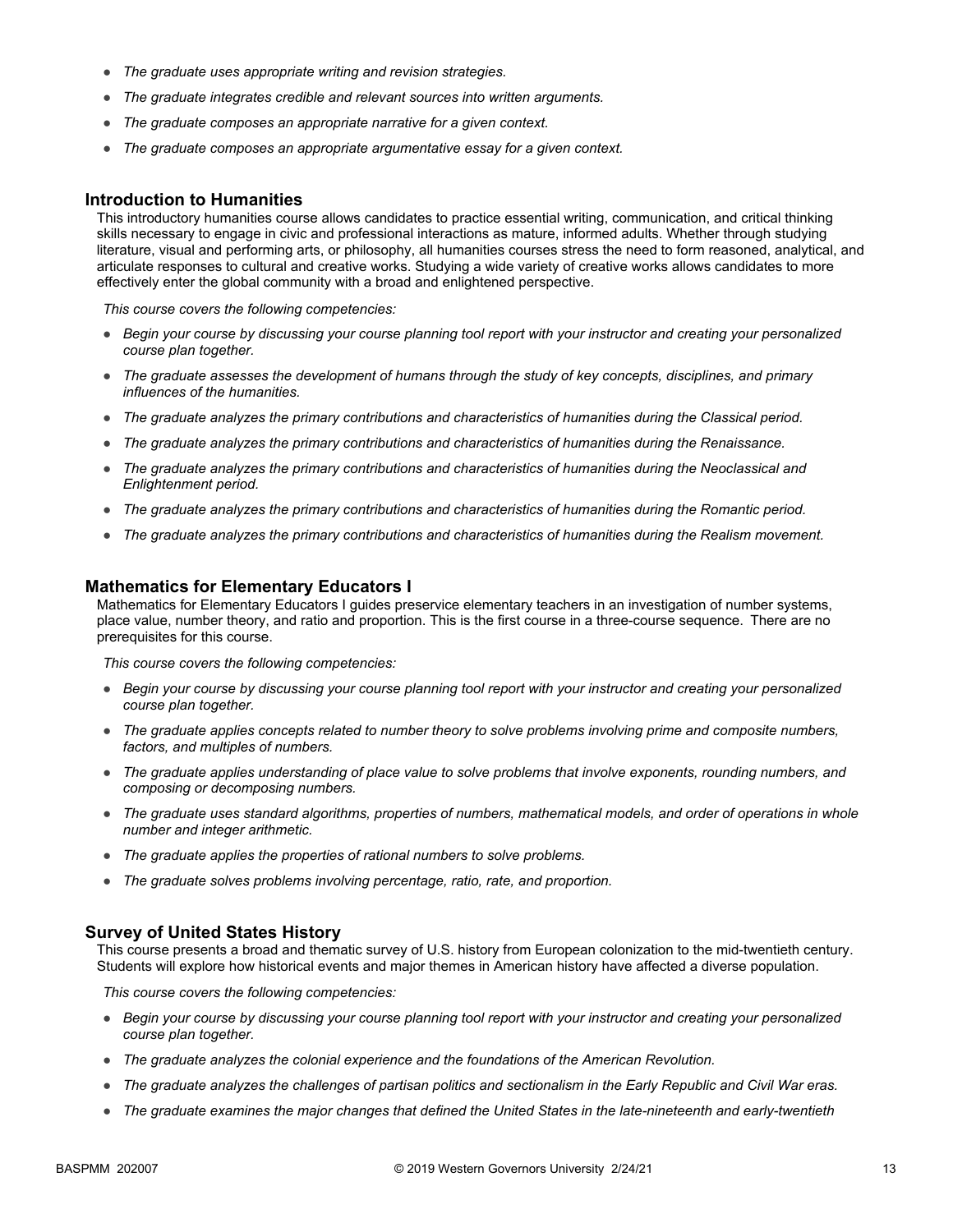- *The graduate uses appropriate writing and revision strategies.*
- *The graduate integrates credible and relevant sources into written arguments.*
- *The graduate composes an appropriate narrative for a given context.*
- *The graduate composes an appropriate argumentative essay for a given context.*

### Introduction to Humanities

This introductory humanities course allows candidates to practice essential writing, communication, and critical thinking skills necessary to engage in civic and professional interactions as mature, informed adults. Whether through studying literature, visual and performing arts, or philosophy, all humanities courses stress the need to form reasoned, analytical, and articulate responses to cultural and creative works. Studying a wide variety of creative works allows candidates to more effectively enter the global community with a broad and enlightened perspective.

*This course covers the following competencies:*

- *Begin your course by discussing your course planning tool report with your instructor and creating your personalized course plan together.*
- *The graduate assesses the development of humans through the study of key concepts, disciplines, and primary influences of the humanities.*
- *The graduate analyzes the primary contributions and characteristics of humanities during the Classical period.*
- *The graduate analyzes the primary contributions and characteristics of humanities during the Renaissance.*
- *The graduate analyzes the primary contributions and characteristics of humanities during the Neoclassical and Enlightenment period.*
- *The graduate analyzes the primary contributions and characteristics of humanities during the Romantic period.*
- *The graduate analyzes the primary contributions and characteristics of humanities during the Realism movement.*

### Mathematics for Elementary Educators I

Mathematics for Elementary Educators I guides preservice elementary teachers in an investigation of number systems, place value, number theory, and ratio and proportion. This is the first course in a three-course sequence. There are no prerequisites for this course.

*This course covers the following competencies:*

- *Begin your course by discussing your course planning tool report with your instructor and creating your personalized course plan together.*
- *The graduate applies concepts related to number theory to solve problems involving prime and composite numbers, factors, and multiples of numbers.*
- *The graduate applies understanding of place value to solve problems that involve exponents, rounding numbers, and composing or decomposing numbers.*
- *The graduate uses standard algorithms, properties of numbers, mathematical models, and order of operations in whole number and integer arithmetic.*
- *The graduate applies the properties of rational numbers to solve problems.*
- *The graduate solves problems involving percentage, ratio, rate, and proportion.*

### Survey of United States History

This course presents a broad and thematic survey of U.S. history from European colonization to the mid-twentieth century. Students will explore how historical events and major themes in American history have affected a diverse population.

*This course covers the following competencies:*

- *Begin your course by discussing your course planning tool report with your instructor and creating your personalized course plan together.*
- *The graduate analyzes the colonial experience and the foundations of the American Revolution.*
- *The graduate analyzes the challenges of partisan politics and sectionalism in the Early Republic and Civil War eras.*
- *The graduate examines the major changes that defined the United States in the late-nineteenth and early-twentieth*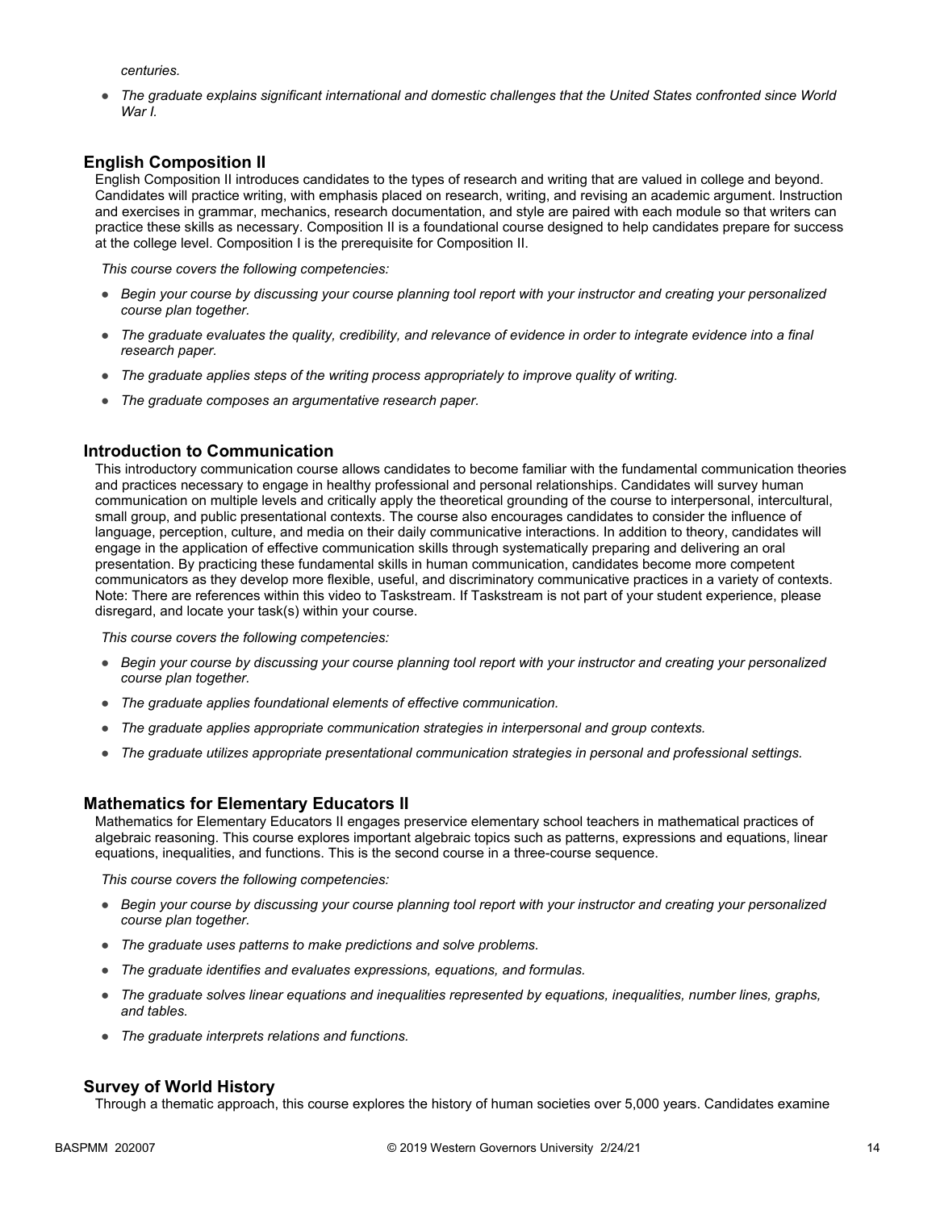*centuries.*

- *The graduate explains significant international and domestic challenges that the United States confronted since World War I.*

## English Composition II

English Composition II introduces candidates to the types of research and writing that are valued in college and beyond. Candidates will practice writing, with emphasis placed on research, writing, and revising an academic argument. Instruction and exercises in grammar, mechanics, research documentation, and style are paired with each module so that writers can practice these skills as necessary. Composition II is a foundational course designed to help candidates prepare for success at the college level. Composition I is the prerequisite for Composition II.

*This course covers the following competencies:*

- *Begin your course by discussing your course planning tool report with your instructor and creating your personalized course plan together.*
- *The graduate evaluates the quality, credibility, and relevance of evidence in order to integrate evidence into a final research paper.*
- *The graduate applies steps of the writing process appropriately to improve quality of writing.*
- *The graduate composes an argumentative research paper.*

## Introduction to Communication

This introductory communication course allows candidates to become familiar with the fundamental communication theories and practices necessary to engage in healthy professional and personal relationships. Candidates will survey human communication on multiple levels and critically apply the theoretical grounding of the course to interpersonal, intercultural, small group, and public presentational contexts. The course also encourages candidates to consider the influence of language, perception, culture, and media on their daily communicative interactions. In addition to theory, candidates will engage in the application of effective communication skills through systematically preparing and delivering an oral presentation. By practicing these fundamental skills in human communication, candidates become more competent communicators as they develop more flexible, useful, and discriminatory communicative practices in a variety of contexts. Note: There are references within this video to Taskstream. If Taskstream is not part of your student experience, please disregard, and locate your task(s) within your course.

*This course covers the following competencies:*

- *Begin your course by discussing your course planning tool report with your instructor and creating your personalized course plan together.*
- *The graduate applies foundational elements of effective communication.*
- *The graduate applies appropriate communication strategies in interpersonal and group contexts.*
- *The graduate utilizes appropriate presentational communication strategies in personal and professional settings.*

## Mathematics for Elementary Educators II

Mathematics for Elementary Educators II engages preservice elementary school teachers in mathematical practices of algebraic reasoning. This course explores important algebraic topics such as patterns, expressions and equations, linear equations, inequalities, and functions. This is the second course in a three-course sequence.

*This course covers the following competencies:*

- *Begin your course by discussing your course planning tool report with your instructor and creating your personalized course plan together.*
- *The graduate uses patterns to make predictions and solve problems.*
- *The graduate identifies and evaluates expressions, equations, and formulas.*
- *The graduate solves linear equations and inequalities represented by equations, inequalities, number lines, graphs, and tables.*
- *The graduate interprets relations and functions.*

## Survey of World History

Through a thematic approach, this course explores the history of human societies over 5,000 years. Candidates examine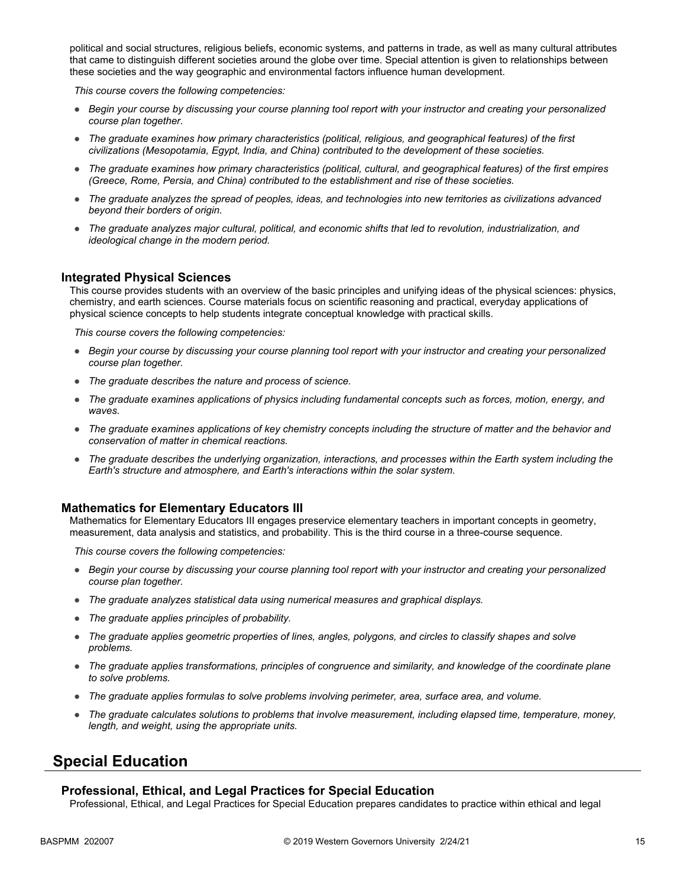political and social structures, religious beliefs, economic systems, and patterns in trade, as well as many cultural attributes that came to distinguish different societies around the globe over time. Special attention is given to relationships between these societies and the way geographic and environmental factors influence human development.

*This course covers the following competencies:*

- *Begin your course by discussing your course planning tool report with your instructor and creating your personalized course plan together.*
- *The graduate examines how primary characteristics (political, religious, and geographical features) of the first civilizations (Mesopotamia, Egypt, India, and China) contributed to the development of these societies.*
- *The graduate examines how primary characteristics (political, cultural, and geographical features) of the first empires (Greece, Rome, Persia, and China) contributed to the establishment and rise of these societies.*
- *The graduate analyzes the spread of peoples, ideas, and technologies into new territories as civilizations advanced beyond their borders of origin.*
- *The graduate analyzes major cultural, political, and economic shifts that led to revolution, industrialization, and ideological change in the modern period.*

### Integrated Physical Sciences

This course provides students with an overview of the basic principles and unifying ideas of the physical sciences: physics, chemistry, and earth sciences. Course materials focus on scientific reasoning and practical, everyday applications of physical science concepts to help students integrate conceptual knowledge with practical skills.

*This course covers the following competencies:*

- *Begin your course by discussing your course planning tool report with your instructor and creating your personalized course plan together.*
- *The graduate describes the nature and process of science.*
- *The graduate examines applications of physics including fundamental concepts such as forces, motion, energy, and waves.*
- *The graduate examines applications of key chemistry concepts including the structure of matter and the behavior and conservation of matter in chemical reactions.*
- *The graduate describes the underlying organization, interactions, and processes within the Earth system including the Earth's structure and atmosphere, and Earth's interactions within the solar system.*

### Mathematics for Elementary Educators III

Mathematics for Elementary Educators III engages preservice elementary teachers in important concepts in geometry, measurement, data analysis and statistics, and probability. This is the third course in a three-course sequence.

*This course covers the following competencies:*

- *Begin your course by discussing your course planning tool report with your instructor and creating your personalized course plan together.*
- *The graduate analyzes statistical data using numerical measures and graphical displays.*
- *The graduate applies principles of probability.*
- *The graduate applies geometric properties of lines, angles, polygons, and circles to classify shapes and solve problems.*
- *The graduate applies transformations, principles of congruence and similarity, and knowledge of the coordinate plane to solve problems.*
- *The graduate applies formulas to solve problems involving perimeter, area, surface area, and volume.*
- *The graduate calculates solutions to problems that involve measurement, including elapsed time, temperature, money, length, and weight, using the appropriate units.*

## Special Education

### Professional, Ethical, and Legal Practices for Special Education

Professional, Ethical, and Legal Practices for Special Education prepares candidates to practice within ethical and legal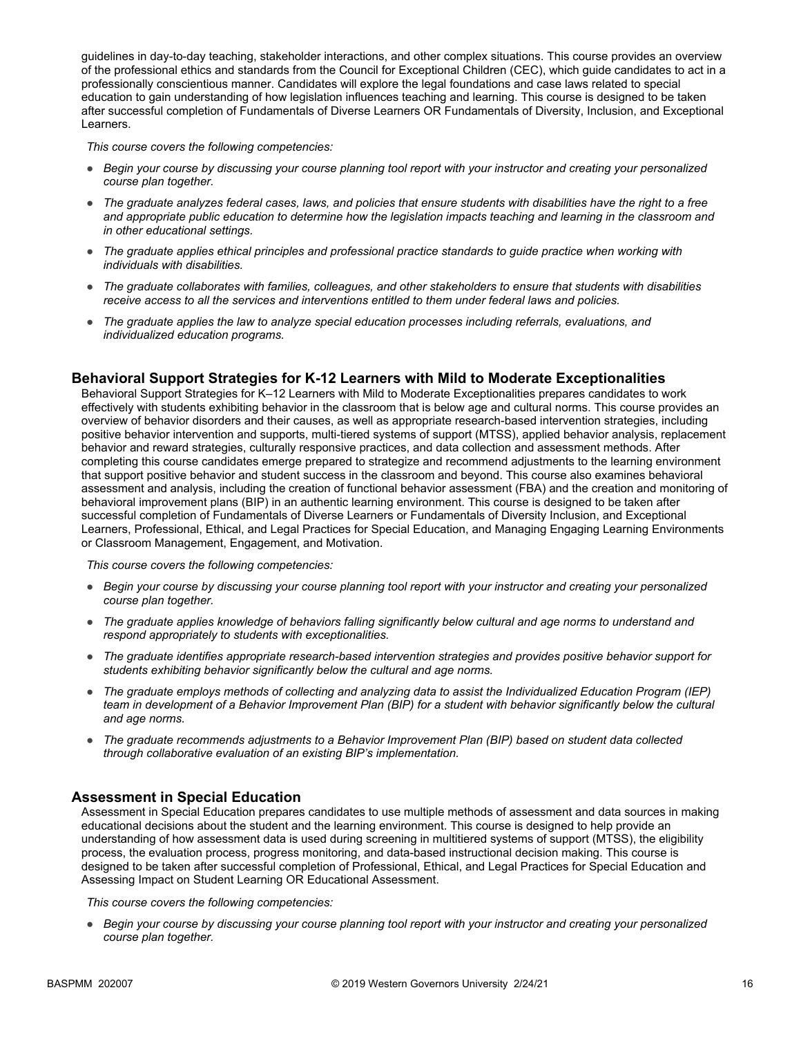guidelines in day-to-day teaching, stakeholder interactions, and other complex situations. This course provides an overview of the professional ethics and standards from the Council for Exceptional Children (CEC), which guide candidates to act in a professionally conscientious manner. Candidates will explore the legal foundations and case laws related to special education to gain understanding of how legislation influences teaching and learning. This course is designed to be taken after successful completion of Fundamentals of Diverse Learners OR Fundamentals of Diversity, Inclusion, and Exceptional Learners.

*This course covers the following competencies:*

- *Begin your course by discussing your course planning tool report with your instructor and creating your personalized course plan together.*
- *The graduate analyzes federal cases, laws, and policies that ensure students with disabilities have the right to a free and appropriate public education to determine how the legislation impacts teaching and learning in the classroom and in other educational settings.*
- *The graduate applies ethical principles and professional practice standards to guide practice when working with individuals with disabilities.*
- *The graduate collaborates with families, colleagues, and other stakeholders to ensure that students with disabilities receive access to all the services and interventions entitled to them under federal laws and policies.*
- *The graduate applies the law to analyze special education processes including referrals, evaluations, and individualized education programs.*

## Behavioral Support Strategies for K-12 Learners with Mild to Moderate Exceptionalities

Behavioral Support Strategies for K–12 Learners with Mild to Moderate Exceptionalities prepares candidates to work effectively with students exhibiting behavior in the classroom that is below age and cultural norms. This course provides an overview of behavior disorders and their causes, as well as appropriate research-based intervention strategies, including positive behavior intervention and supports, multi-tiered systems of support (MTSS), applied behavior analysis, replacement behavior and reward strategies, culturally responsive practices, and data collection and assessment methods. After completing this course candidates emerge prepared to strategize and recommend adjustments to the learning environment that support positive behavior and student success in the classroom and beyond. This course also examines behavioral assessment and analysis, including the creation of functional behavior assessment (FBA) and the creation and monitoring of behavioral improvement plans (BIP) in an authentic learning environment. This course is designed to be taken after successful completion of Fundamentals of Diverse Learners or Fundamentals of Diversity Inclusion, and Exceptional Learners, Professional, Ethical, and Legal Practices for Special Education, and Managing Engaging Learning Environments or Classroom Management, Engagement, and Motivation.

*This course covers the following competencies:*

- *Begin your course by discussing your course planning tool report with your instructor and creating your personalized course plan together.*
- *The graduate applies knowledge of behaviors falling significantly below cultural and age norms to understand and respond appropriately to students with exceptionalities.*
- *The graduate identifies appropriate research-based intervention strategies and provides positive behavior support for students exhibiting behavior significantly below the cultural and age norms.*
- *The graduate employs methods of collecting and analyzing data to assist the Individualized Education Program (IEP) team in development of a Behavior Improvement Plan (BIP) for a student with behavior significantly below the cultural and age norms.*
- *The graduate recommends adjustments to a Behavior Improvement Plan (BIP) based on student data collected through collaborative evaluation of an existing BIP's implementation.*

## Assessment in Special Education

Assessment in Special Education prepares candidates to use multiple methods of assessment and data sources in making educational decisions about the student and the learning environment. This course is designed to help provide an understanding of how assessment data is used during screening in multitiered systems of support (MTSS), the eligibility process, the evaluation process, progress monitoring, and data-based instructional decision making. This course is designed to be taken after successful completion of Professional, Ethical, and Legal Practices for Special Education and Assessing Impact on Student Learning OR Educational Assessment.

*This course covers the following competencies:*

- *Begin your course by discussing your course planning tool report with your instructor and creating your personalized course plan together.*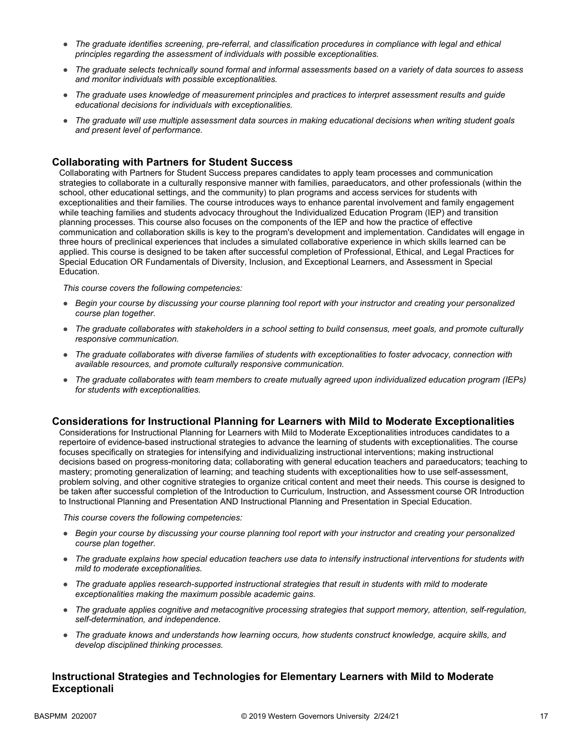- *The graduate identifies screening, pre-referral, and classification procedures in compliance with legal and ethical principles regarding the assessment of individuals with possible exceptionalities.*
- *The graduate selects technically sound formal and informal assessments based on a variety of data sources to assess and monitor individuals with possible exceptionalities.*
- *The graduate uses knowledge of measurement principles and practices to interpret assessment results and guide educational decisions for individuals with exceptionalities.*
- *The graduate will use multiple assessment data sources in making educational decisions when writing student goals and present level of performance.*

### Collaborating with Partners for Student Success

Collaborating with Partners for Student Success prepares candidates to apply team processes and communication strategies to collaborate in a culturally responsive manner with families, paraeducators, and other professionals (within the school, other educational settings, and the community) to plan programs and access services for students with exceptionalities and their families. The course introduces ways to enhance parental involvement and family engagement while teaching families and students advocacy throughout the Individualized Education Program (IEP) and transition planning processes. This course also focuses on the components of the IEP and how the practice of effective communication and collaboration skills is key to the program's development and implementation. Candidates will engage in three hours of preclinical experiences that includes a simulated collaborative experience in which skills learned can be applied. This course is designed to be taken after successful completion of Professional, Ethical, and Legal Practices for Special Education OR Fundamentals of Diversity, Inclusion, and Exceptional Learners, and Assessment in Special Education.

*This course covers the following competencies:*

- *Begin your course by discussing your course planning tool report with your instructor and creating your personalized course plan together.*
- *The graduate collaborates with stakeholders in a school setting to build consensus, meet goals, and promote culturally responsive communication.*
- *The graduate collaborates with diverse families of students with exceptionalities to foster advocacy, connection with available resources, and promote culturally responsive communication.*
- *The graduate collaborates with team members to create mutually agreed upon individualized education program (IEPs) for students with exceptionalities.*

### Considerations for Instructional Planning for Learners with Mild to Moderate Exceptionalities

Considerations for Instructional Planning for Learners with Mild to Moderate Exceptionalities introduces candidates to a repertoire of evidence-based instructional strategies to advance the learning of students with exceptionalities. The course focuses specifically on strategies for intensifying and individualizing instructional interventions; making instructional decisions based on progress-monitoring data; collaborating with general education teachers and paraeducators; teaching to mastery; promoting generalization of learning; and teaching students with exceptionalities how to use self-assessment, problem solving, and other cognitive strategies to organize critical content and meet their needs. This course is designed to be taken after successful completion of the Introduction to Curriculum, Instruction, and Assessment course OR Introduction to Instructional Planning and Presentation AND Instructional Planning and Presentation in Special Education.

*This course covers the following competencies:*

- *Begin your course by discussing your course planning tool report with your instructor and creating your personalized course plan together.*
- *The graduate explains how special education teachers use data to intensify instructional interventions for students with mild to moderate exceptionalities.*
- *The graduate applies research-supported instructional strategies that result in students with mild to moderate exceptionalities making the maximum possible academic gains.*
- *The graduate applies cognitive and metacognitive processing strategies that support memory, attention, self-regulation, self-determination, and independence.*
- *The graduate knows and understands how learning occurs, how students construct knowledge, acquire skills, and develop disciplined thinking processes.*

### Instructional Strategies and Technologies for Elementary Learners with Mild to Moderate Exceptionali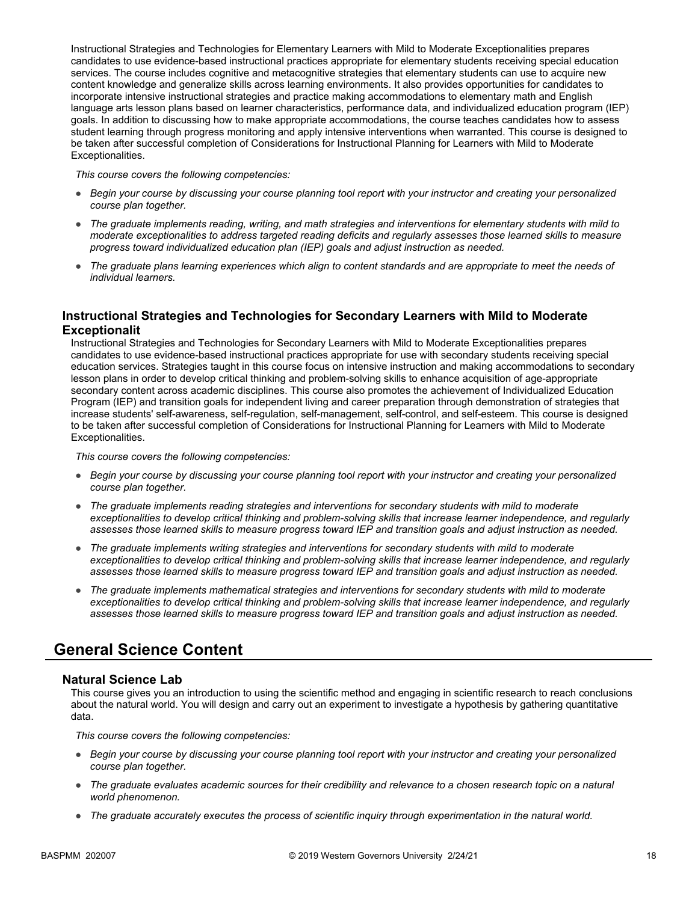Instructional Strategies and Technologies for Elementary Learners with Mild to Moderate Exceptionalities prepares candidates to use evidence-based instructional practices appropriate for elementary students receiving special education services. The course includes cognitive and metacognitive strategies that elementary students can use to acquire new content knowledge and generalize skills across learning environments. It also provides opportunities for candidates to incorporate intensive instructional strategies and practice making accommodations to elementary math and English language arts lesson plans based on learner characteristics, performance data, and individualized education program (IEP) goals. In addition to discussing how to make appropriate accommodations, the course teaches candidates how to assess student learning through progress monitoring and apply intensive interventions when warranted. This course is designed to be taken after successful completion of Considerations for Instructional Planning for Learners with Mild to Moderate Exceptionalities.

*This course covers the following competencies:*

- *Begin your course by discussing your course planning tool report with your instructor and creating your personalized course plan together.*
- *The graduate implements reading, writing, and math strategies and interventions for elementary students with mild to moderate exceptionalities to address targeted reading deficits and regularly assesses those learned skills to measure progress toward individualized education plan (IEP) goals and adjust instruction as needed.*
- *The graduate plans learning experiences which align to content standards and are appropriate to meet the needs of individual learners.*

### Instructional Strategies and Technologies for Secondary Learners with Mild to Moderate Exceptionalit

Instructional Strategies and Technologies for Secondary Learners with Mild to Moderate Exceptionalities prepares candidates to use evidence-based instructional practices appropriate for use with secondary students receiving special education services. Strategies taught in this course focus on intensive instruction and making accommodations to secondary lesson plans in order to develop critical thinking and problem-solving skills to enhance acquisition of age-appropriate secondary content across academic disciplines. This course also promotes the achievement of Individualized Education Program (IEP) and transition goals for independent living and career preparation through demonstration of strategies that increase students' self-awareness, self-regulation, self-management, self-control, and self-esteem. This course is designed to be taken after successful completion of Considerations for Instructional Planning for Learners with Mild to Moderate Exceptionalities.

*This course covers the following competencies:*

- *Begin your course by discussing your course planning tool report with your instructor and creating your personalized course plan together.*
- *The graduate implements reading strategies and interventions for secondary students with mild to moderate exceptionalities to develop critical thinking and problem-solving skills that increase learner independence, and regularly assesses those learned skills to measure progress toward IEP and transition goals and adjust instruction as needed.*
- *The graduate implements writing strategies and interventions for secondary students with mild to moderate exceptionalities to develop critical thinking and problem-solving skills that increase learner independence, and regularly assesses those learned skills to measure progress toward IEP and transition goals and adjust instruction as needed.*
- *The graduate implements mathematical strategies and interventions for secondary students with mild to moderate exceptionalities to develop critical thinking and problem-solving skills that increase learner independence, and regularly assesses those learned skills to measure progress toward IEP and transition goals and adjust instruction as needed.*

## General Science Content

### Natural Science Lab

This course gives you an introduction to using the scientific method and engaging in scientific research to reach conclusions about the natural world. You will design and carry out an experiment to investigate a hypothesis by gathering quantitative data.

*This course covers the following competencies:*

- *Begin your course by discussing your course planning tool report with your instructor and creating your personalized course plan together.*
- *The graduate evaluates academic sources for their credibility and relevance to a chosen research topic on a natural world phenomenon.*
- *The graduate accurately executes the process of scientific inquiry through experimentation in the natural world.*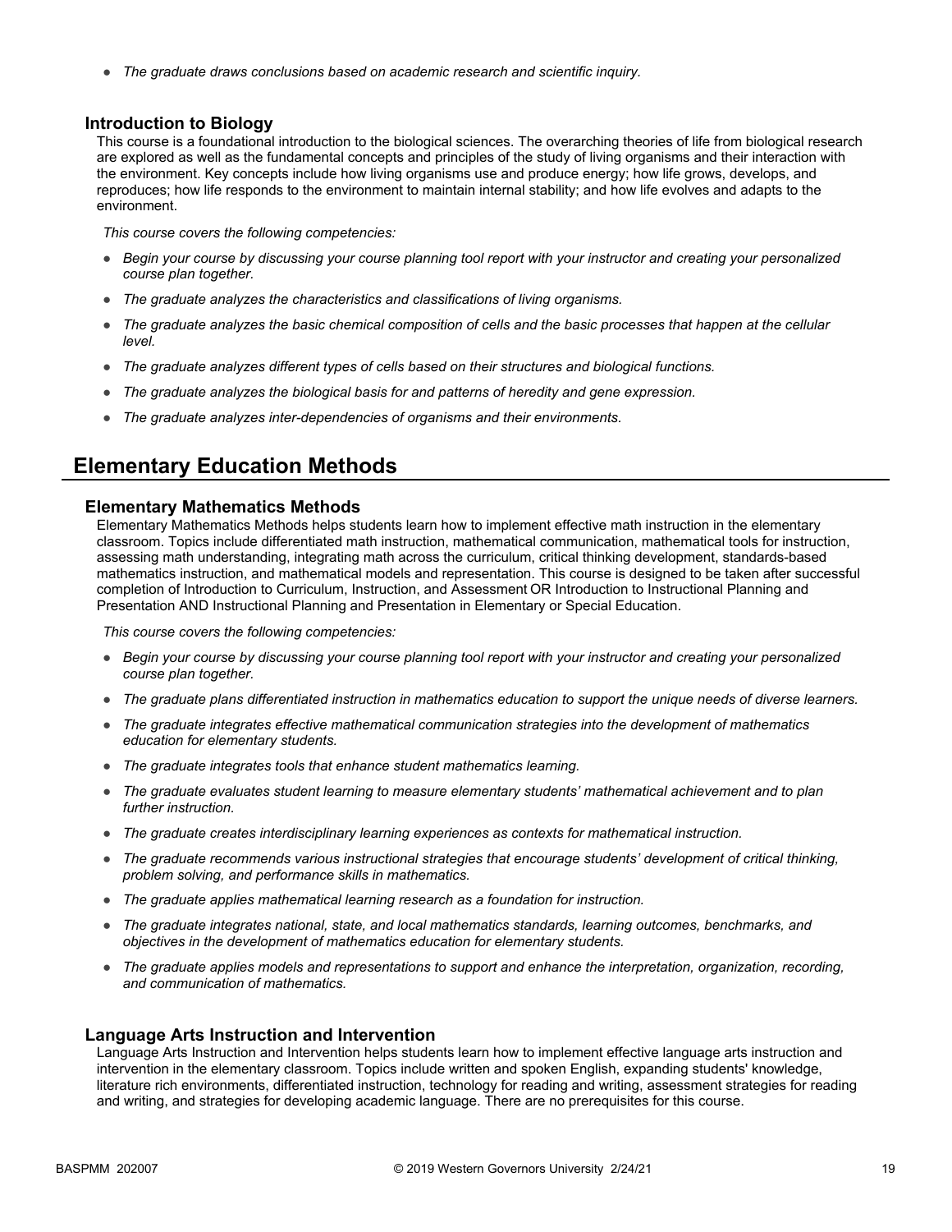- *The graduate draws conclusions based on academic research and scientific inquiry.*

### Introduction to Biology

This course is a foundational introduction to the biological sciences. The overarching theories of life from biological research are explored as well as the fundamental concepts and principles of the study of living organisms and their interaction with the environment. Key concepts include how living organisms use and produce energy; how life grows, develops, and reproduces; how life responds to the environment to maintain internal stability; and how life evolves and adapts to the environment.

*This course covers the following competencies:*

- *Begin your course by discussing your course planning tool report with your instructor and creating your personalized course plan together.*
- *The graduate analyzes the characteristics and classifications of living organisms.*
- *The graduate analyzes the basic chemical composition of cells and the basic processes that happen at the cellular level.*
- *The graduate analyzes different types of cells based on their structures and biological functions.*
- *The graduate analyzes the biological basis for and patterns of heredity and gene expression.*
- *The graduate analyzes inter-dependencies of organisms and their environments.*

## Elementary Education Methods

### Elementary Mathematics Methods

Elementary Mathematics Methods helps students learn how to implement effective math instruction in the elementary classroom. Topics include differentiated math instruction, mathematical communication, mathematical tools for instruction, assessing math understanding, integrating math across the curriculum, critical thinking development, standards-based mathematics instruction, and mathematical models and representation. This course is designed to be taken after successful completion of Introduction to Curriculum, Instruction, and Assessment OR Introduction to Instructional Planning and Presentation AND Instructional Planning and Presentation in Elementary or Special Education.

*This course covers the following competencies:*

- *Begin your course by discussing your course planning tool report with your instructor and creating your personalized course plan together.*
- *The graduate plans differentiated instruction in mathematics education to support the unique needs of diverse learners.*
- *The graduate integrates effective mathematical communication strategies into the development of mathematics education for elementary students.*
- *The graduate integrates tools that enhance student mathematics learning.*
- *The graduate evaluates student learning to measure elementary students' mathematical achievement and to plan further instruction.*
- *The graduate creates interdisciplinary learning experiences as contexts for mathematical instruction.*
- *The graduate recommends various instructional strategies that encourage students' development of critical thinking, problem solving, and performance skills in mathematics.*
- *The graduate applies mathematical learning research as a foundation for instruction.*
- *The graduate integrates national, state, and local mathematics standards, learning outcomes, benchmarks, and objectives in the development of mathematics education for elementary students.*
- *The graduate applies models and representations to support and enhance the interpretation, organization, recording, and communication of mathematics.*

### Language Arts Instruction and Intervention

Language Arts Instruction and Intervention helps students learn how to implement effective language arts instruction and intervention in the elementary classroom. Topics include written and spoken English, expanding students' knowledge, literature rich environments, differentiated instruction, technology for reading and writing, assessment strategies for reading and writing, and strategies for developing academic language. There are no prerequisites for this course.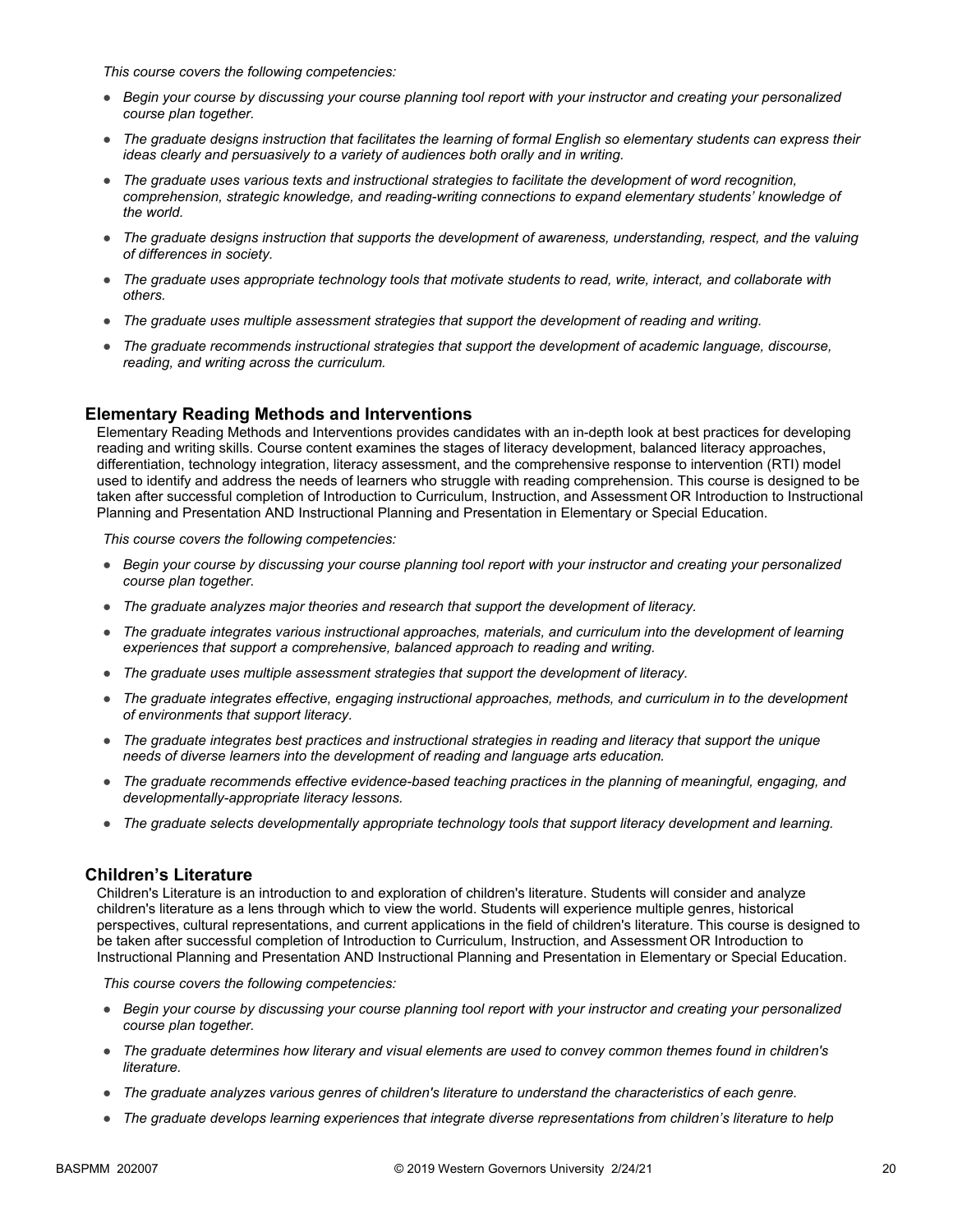*This course covers the following competencies:*

- *Begin your course by discussing your course planning tool report with your instructor and creating your personalized course plan together.*
- *The graduate designs instruction that facilitates the learning of formal English so elementary students can express their ideas clearly and persuasively to a variety of audiences both orally and in writing.*
- *The graduate uses various texts and instructional strategies to facilitate the development of word recognition, comprehension, strategic knowledge, and reading-writing connections to expand elementary students' knowledge of the world.*
- *The graduate designs instruction that supports the development of awareness, understanding, respect, and the valuing of differences in society.*
- *The graduate uses appropriate technology tools that motivate students to read, write, interact, and collaborate with others.*
- *The graduate uses multiple assessment strategies that support the development of reading and writing.*
- *The graduate recommends instructional strategies that support the development of academic language, discourse, reading, and writing across the curriculum.*

### Elementary Reading Methods and Interventions

Elementary Reading Methods and Interventions provides candidates with an in-depth look at best practices for developing reading and writing skills. Course content examines the stages of literacy development, balanced literacy approaches, differentiation, technology integration, literacy assessment, and the comprehensive response to intervention (RTI) model used to identify and address the needs of learners who struggle with reading comprehension. This course is designed to be taken after successful completion of Introduction to Curriculum, Instruction, and Assessment OR Introduction to Instructional Planning and Presentation AND Instructional Planning and Presentation in Elementary or Special Education.

*This course covers the following competencies:*

- *Begin your course by discussing your course planning tool report with your instructor and creating your personalized course plan together.*
- *The graduate analyzes major theories and research that support the development of literacy.*
- *The graduate integrates various instructional approaches, materials, and curriculum into the development of learning experiences that support a comprehensive, balanced approach to reading and writing.*
- *The graduate uses multiple assessment strategies that support the development of literacy.*
- *The graduate integrates effective, engaging instructional approaches, methods, and curriculum in to the development of environments that support literacy.*
- *The graduate integrates best practices and instructional strategies in reading and literacy that support the unique needs of diverse learners into the development of reading and language arts education.*
- *The graduate recommends effective evidence-based teaching practices in the planning of meaningful, engaging, and developmentally-appropriate literacy lessons.*
- *The graduate selects developmentally appropriate technology tools that support literacy development and learning.*

### Children's Literature

Children's Literature is an introduction to and exploration of children's literature. Students will consider and analyze children's literature as a lens through which to view the world. Students will experience multiple genres, historical perspectives, cultural representations, and current applications in the field of children's literature. This course is designed to be taken after successful completion of Introduction to Curriculum, Instruction, and Assessment OR Introduction to Instructional Planning and Presentation AND Instructional Planning and Presentation in Elementary or Special Education.

*This course covers the following competencies:*

- *Begin your course by discussing your course planning tool report with your instructor and creating your personalized course plan together.*
- *The graduate determines how literary and visual elements are used to convey common themes found in children's literature.*
- *The graduate analyzes various genres of children's literature to understand the characteristics of each genre.*
- *The graduate develops learning experiences that integrate diverse representations from children's literature to help*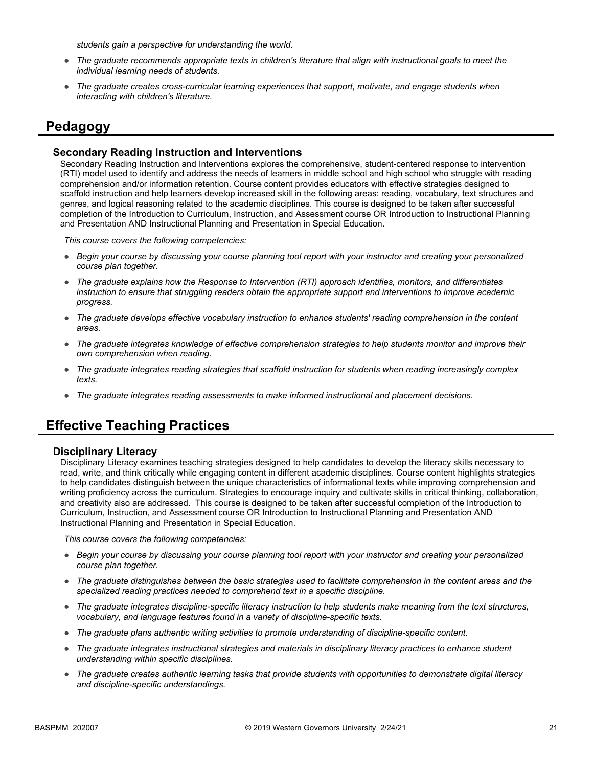*students gain a perspective for understanding the world.*

- *The graduate recommends appropriate texts in children's literature that align with instructional goals to meet the individual learning needs of students.*
- *The graduate creates cross-curricular learning experiences that support, motivate, and engage students when interacting with children's literature.*

## Pedagogy

### Secondary Reading Instruction and Interventions

Secondary Reading Instruction and Interventions explores the comprehensive, student-centered response to intervention (RTI) model used to identify and address the needs of learners in middle school and high school who struggle with reading comprehension and/or information retention. Course content provides educators with effective strategies designed to scaffold instruction and help learners develop increased skill in the following areas: reading, vocabulary, text structures and genres, and logical reasoning related to the academic disciplines. This course is designed to be taken after successful completion of the Introduction to Curriculum, Instruction, and Assessment course OR Introduction to Instructional Planning and Presentation AND Instructional Planning and Presentation in Special Education.

*This course covers the following competencies:*

- *Begin your course by discussing your course planning tool report with your instructor and creating your personalized course plan together.*
- *The graduate explains how the Response to Intervention (RTI) approach identifies, monitors, and differentiates instruction to ensure that struggling readers obtain the appropriate support and interventions to improve academic progress.*
- *The graduate develops effective vocabulary instruction to enhance students' reading comprehension in the content areas.*
- *The graduate integrates knowledge of effective comprehension strategies to help students monitor and improve their own comprehension when reading.*
- *The graduate integrates reading strategies that scaffold instruction for students when reading increasingly complex texts.*
- *The graduate integrates reading assessments to make informed instructional and placement decisions.*

## Effective Teaching Practices

### Disciplinary Literacy

Disciplinary Literacy examines teaching strategies designed to help candidates to develop the literacy skills necessary to read, write, and think critically while engaging content in different academic disciplines. Course content highlights strategies to help candidates distinguish between the unique characteristics of informational texts while improving comprehension and writing proficiency across the curriculum. Strategies to encourage inquiry and cultivate skills in critical thinking, collaboration, and creativity also are addressed. This course is designed to be taken after successful completion of the Introduction to Curriculum, Instruction, and Assessment course OR Introduction to Instructional Planning and Presentation AND Instructional Planning and Presentation in Special Education.

*This course covers the following competencies:*

- *Begin your course by discussing your course planning tool report with your instructor and creating your personalized course plan together.*
- *The graduate distinguishes between the basic strategies used to facilitate comprehension in the content areas and the specialized reading practices needed to comprehend text in a specific discipline.*
- *The graduate integrates discipline-specific literacy instruction to help students make meaning from the text structures, vocabulary, and language features found in a variety of discipline-specific texts.*
- *The graduate plans authentic writing activities to promote understanding of discipline-specific content.*
- *The graduate integrates instructional strategies and materials in disciplinary literacy practices to enhance student understanding within specific disciplines.*
- *The graduate creates authentic learning tasks that provide students with opportunities to demonstrate digital literacy and discipline-specific understandings.*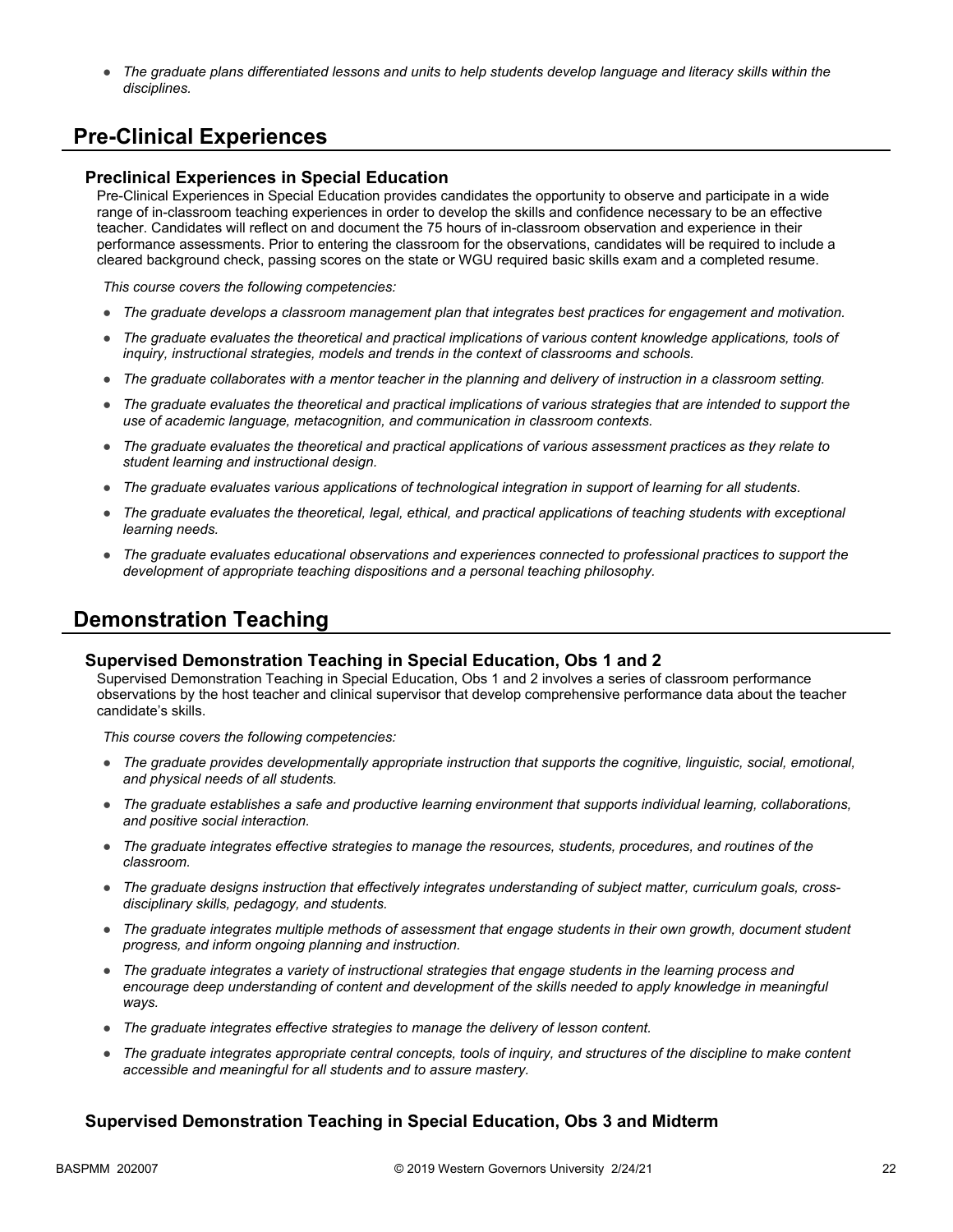- *The graduate plans differentiated lessons and units to help students develop language and literacy skills within the disciplines.*

## Pre-Clinical Experiences

### Preclinical Experiences in Special Education

Pre-Clinical Experiences in Special Education provides candidates the opportunity to observe and participate in a wide range of in-classroom teaching experiences in order to develop the skills and confidence necessary to be an effective teacher. Candidates will reflect on and document the 75 hours of in-classroom observation and experience in their performance assessments. Prior to entering the classroom for the observations, candidates will be required to include a cleared background check, passing scores on the state or WGU required basic skills exam and a completed resume.

*This course covers the following competencies:*

- *The graduate develops a classroom management plan that integrates best practices for engagement and motivation.*
- *The graduate evaluates the theoretical and practical implications of various content knowledge applications, tools of inquiry, instructional strategies, models and trends in the context of classrooms and schools.*
- *The graduate collaborates with a mentor teacher in the planning and delivery of instruction in a classroom setting.*
- *The graduate evaluates the theoretical and practical implications of various strategies that are intended to support the use of academic language, metacognition, and communication in classroom contexts.*
- *The graduate evaluates the theoretical and practical applications of various assessment practices as they relate to student learning and instructional design.*
- *The graduate evaluates various applications of technological integration in support of learning for all students.*
- *The graduate evaluates the theoretical, legal, ethical, and practical applications of teaching students with exceptional learning needs.*
- *The graduate evaluates educational observations and experiences connected to professional practices to support the development of appropriate teaching dispositions and a personal teaching philosophy.*

## Demonstration Teaching

### Supervised Demonstration Teaching in Special Education, Obs 1 and 2

Supervised Demonstration Teaching in Special Education, Obs 1 and 2 involves a series of classroom performance observations by the host teacher and clinical supervisor that develop comprehensive performance data about the teacher candidate's skills.

*This course covers the following competencies:*

- *The graduate provides developmentally appropriate instruction that supports the cognitive, linguistic, social, emotional, and physical needs of all students.*
- *The graduate establishes a safe and productive learning environment that supports individual learning, collaborations, and positive social interaction.*
- *The graduate integrates effective strategies to manage the resources, students, procedures, and routines of the classroom.*
- *The graduate designs instruction that effectively integrates understanding of subject matter, curriculum goals, cross-disciplinary skills, pedagogy, and students.*
- *The graduate integrates multiple methods of assessment that engage students in their own growth, document student progress, and inform ongoing planning and instruction.*
- *The graduate integrates a variety of instructional strategies that engage students in the learning process and encourage deep understanding of content and development of the skills needed to apply knowledge in meaningful ways.*
- *The graduate integrates effective strategies to manage the delivery of lesson content.*
- *The graduate integrates appropriate central concepts, tools of inquiry, and structures of the discipline to make content accessible and meaningful for all students and to assure mastery.*

### Supervised Demonstration Teaching in Special Education, Obs 3 and Midterm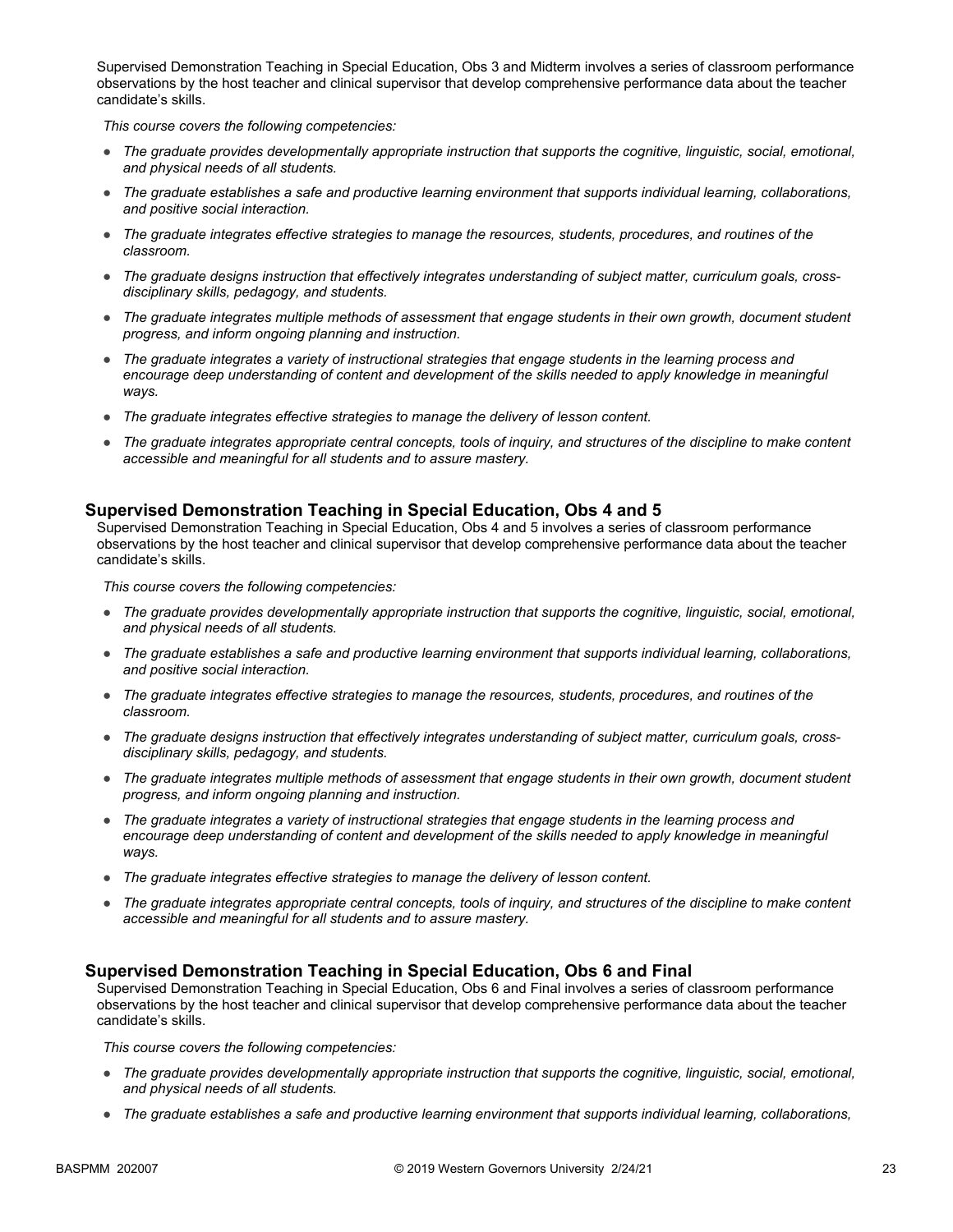Supervised Demonstration Teaching in Special Education, Obs 3 and Midterm involves a series of classroom performance observations by the host teacher and clinical supervisor that develop comprehensive performance data about the teacher candidate's skills.

*This course covers the following competencies:*

- *The graduate provides developmentally appropriate instruction that supports the cognitive, linguistic, social, emotional, and physical needs of all students.*
- *The graduate establishes a safe and productive learning environment that supports individual learning, collaborations, and positive social interaction.*
- *The graduate integrates effective strategies to manage the resources, students, procedures, and routines of the classroom.*
- *The graduate designs instruction that effectively integrates understanding of subject matter, curriculum goals, cross-disciplinary skills, pedagogy, and students.*
- *The graduate integrates multiple methods of assessment that engage students in their own growth, document student progress, and inform ongoing planning and instruction.*
- *The graduate integrates a variety of instructional strategies that engage students in the learning process and encourage deep understanding of content and development of the skills needed to apply knowledge in meaningful ways.*
- *The graduate integrates effective strategies to manage the delivery of lesson content.*
- *The graduate integrates appropriate central concepts, tools of inquiry, and structures of the discipline to make content accessible and meaningful for all students and to assure mastery.*

## Supervised Demonstration Teaching in Special Education, Obs 4 and 5

Supervised Demonstration Teaching in Special Education, Obs 4 and 5 involves a series of classroom performance observations by the host teacher and clinical supervisor that develop comprehensive performance data about the teacher candidate's skills.

*This course covers the following competencies:*

- *The graduate provides developmentally appropriate instruction that supports the cognitive, linguistic, social, emotional, and physical needs of all students.*
- *The graduate establishes a safe and productive learning environment that supports individual learning, collaborations, and positive social interaction.*
- *The graduate integrates effective strategies to manage the resources, students, procedures, and routines of the classroom.*
- *The graduate designs instruction that effectively integrates understanding of subject matter, curriculum goals, cross-disciplinary skills, pedagogy, and students.*
- *The graduate integrates multiple methods of assessment that engage students in their own growth, document student progress, and inform ongoing planning and instruction.*
- *The graduate integrates a variety of instructional strategies that engage students in the learning process and encourage deep understanding of content and development of the skills needed to apply knowledge in meaningful ways.*
- *The graduate integrates effective strategies to manage the delivery of lesson content.*
- *The graduate integrates appropriate central concepts, tools of inquiry, and structures of the discipline to make content accessible and meaningful for all students and to assure mastery.*

## Supervised Demonstration Teaching in Special Education, Obs 6 and Final

Supervised Demonstration Teaching in Special Education, Obs 6 and Final involves a series of classroom performance observations by the host teacher and clinical supervisor that develop comprehensive performance data about the teacher candidate's skills.

*This course covers the following competencies:*

- *The graduate provides developmentally appropriate instruction that supports the cognitive, linguistic, social, emotional, and physical needs of all students.*
- *The graduate establishes a safe and productive learning environment that supports individual learning, collaborations,*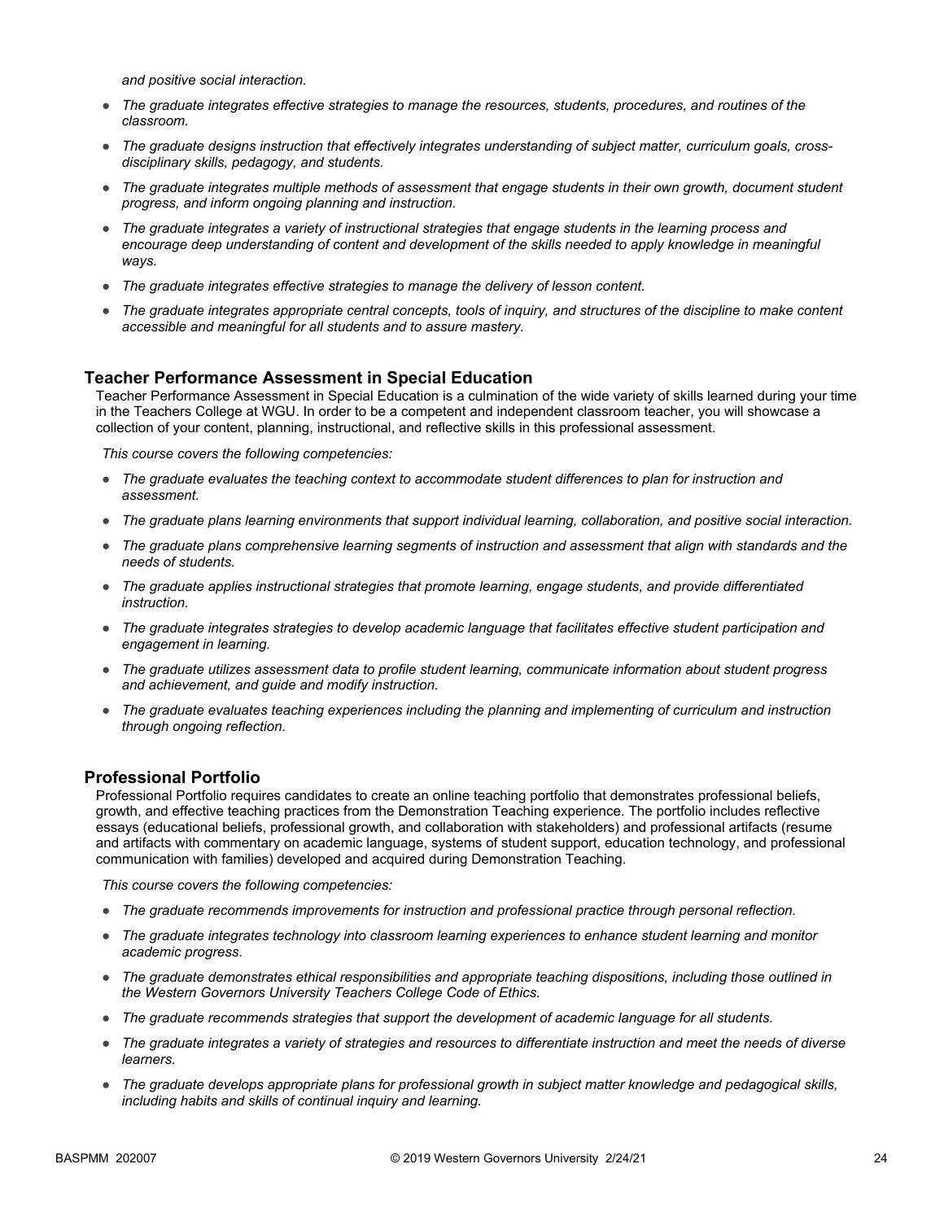*and positive social interaction.*

- *The graduate integrates effective strategies to manage the resources, students, procedures, and routines of the classroom.*
- *The graduate designs instruction that effectively integrates understanding of subject matter, curriculum goals, cross-disciplinary skills, pedagogy, and students.*
- *The graduate integrates multiple methods of assessment that engage students in their own growth, document student progress, and inform ongoing planning and instruction.*
- *The graduate integrates a variety of instructional strategies that engage students in the learning process and encourage deep understanding of content and development of the skills needed to apply knowledge in meaningful ways.*
- *The graduate integrates effective strategies to manage the delivery of lesson content.*
- *The graduate integrates appropriate central concepts, tools of inquiry, and structures of the discipline to make content accessible and meaningful for all students and to assure mastery.*

## Teacher Performance Assessment in Special Education

Teacher Performance Assessment in Special Education is a culmination of the wide variety of skills learned during your time in the Teachers College at WGU. In order to be a competent and independent classroom teacher, you will showcase a collection of your content, planning, instructional, and reflective skills in this professional assessment.

*This course covers the following competencies:*

- *The graduate evaluates the teaching context to accommodate student differences to plan for instruction and assessment.*
- *The graduate plans learning environments that support individual learning, collaboration, and positive social interaction.*
- *The graduate plans comprehensive learning segments of instruction and assessment that align with standards and the needs of students.*
- *The graduate applies instructional strategies that promote learning, engage students, and provide differentiated instruction.*
- *The graduate integrates strategies to develop academic language that facilitates effective student participation and engagement in learning.*
- *The graduate utilizes assessment data to profile student learning, communicate information about student progress and achievement, and guide and modify instruction.*
- *The graduate evaluates teaching experiences including the planning and implementing of curriculum and instruction through ongoing reflection.*

## Professional Portfolio

Professional Portfolio requires candidates to create an online teaching portfolio that demonstrates professional beliefs, growth, and effective teaching practices from the Demonstration Teaching experience. The portfolio includes reflective essays (educational beliefs, professional growth, and collaboration with stakeholders) and professional artifacts (resume and artifacts with commentary on academic language, systems of student support, education technology, and professional communication with families) developed and acquired during Demonstration Teaching.

*This course covers the following competencies:*

- *The graduate recommends improvements for instruction and professional practice through personal reflection.*
- *The graduate integrates technology into classroom learning experiences to enhance student learning and monitor academic progress.*
- *The graduate demonstrates ethical responsibilities and appropriate teaching dispositions, including those outlined in the Western Governors University Teachers College Code of Ethics.*
- *The graduate recommends strategies that support the development of academic language for all students.*
- *The graduate integrates a variety of strategies and resources to differentiate instruction and meet the needs of diverse learners.*
- *The graduate develops appropriate plans for professional growth in subject matter knowledge and pedagogical skills, including habits and skills of continual inquiry and learning.*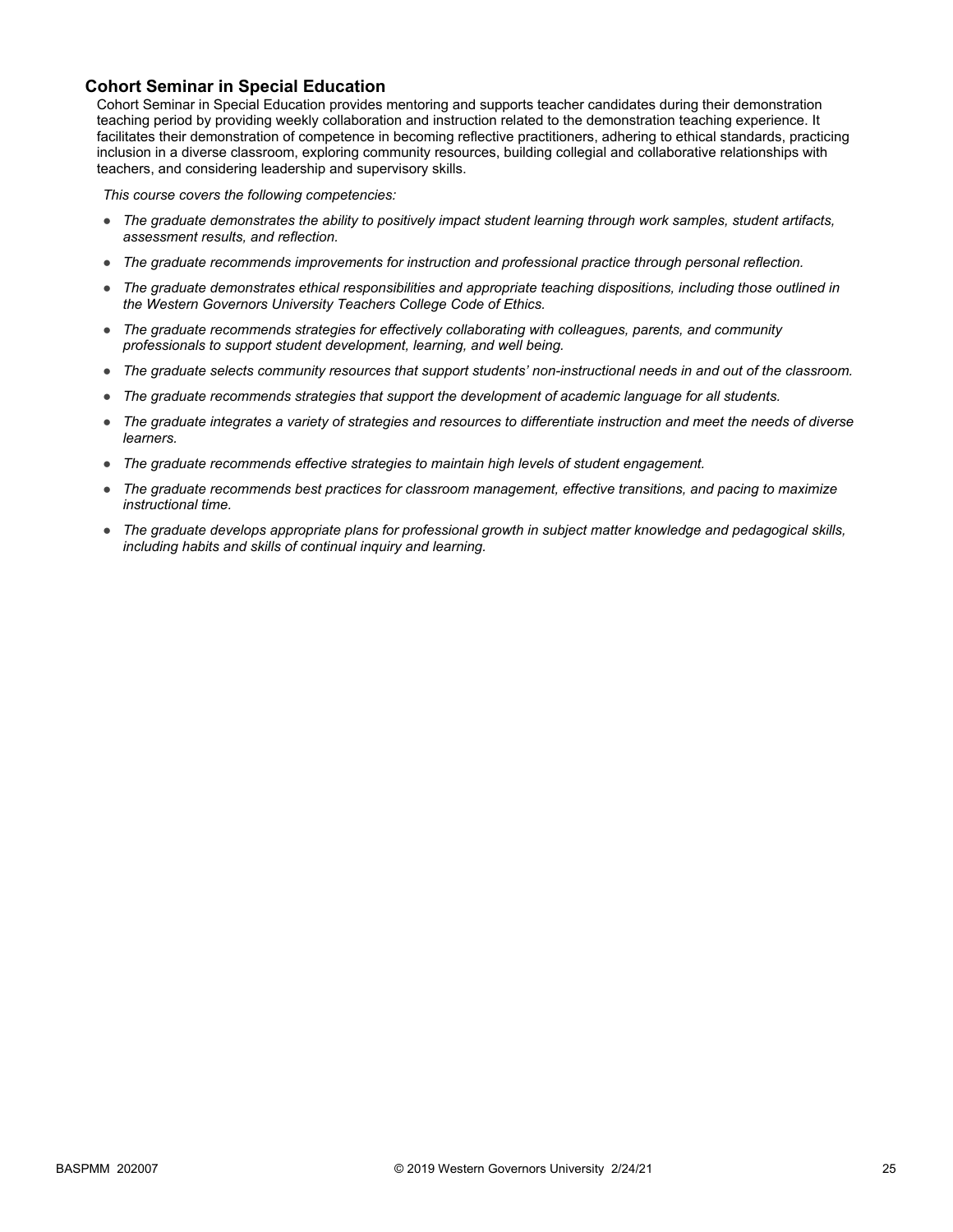### Cohort Seminar in Special Education

Cohort Seminar in Special Education provides mentoring and supports teacher candidates during their demonstration teaching period by providing weekly collaboration and instruction related to the demonstration teaching experience. It facilitates their demonstration of competence in becoming reflective practitioners, adhering to ethical standards, practicing inclusion in a diverse classroom, exploring community resources, building collegial and collaborative relationships with teachers, and considering leadership and supervisory skills.

*This course covers the following competencies:*

- *The graduate demonstrates the ability to positively impact student learning through work samples, student artifacts, assessment results, and reflection.*
- *The graduate recommends improvements for instruction and professional practice through personal reflection.*
- *The graduate demonstrates ethical responsibilities and appropriate teaching dispositions, including those outlined in the Western Governors University Teachers College Code of Ethics.*
- *The graduate recommends strategies for effectively collaborating with colleagues, parents, and community professionals to support student development, learning, and well being.*
- *The graduate selects community resources that support students' non-instructional needs in and out of the classroom.*
- *The graduate recommends strategies that support the development of academic language for all students.*
- *The graduate integrates a variety of strategies and resources to differentiate instruction and meet the needs of diverse learners.*
- *The graduate recommends effective strategies to maintain high levels of student engagement.*
- *The graduate recommends best practices for classroom management, effective transitions, and pacing to maximize instructional time.*
- *The graduate develops appropriate plans for professional growth in subject matter knowledge and pedagogical skills, including habits and skills of continual inquiry and learning.*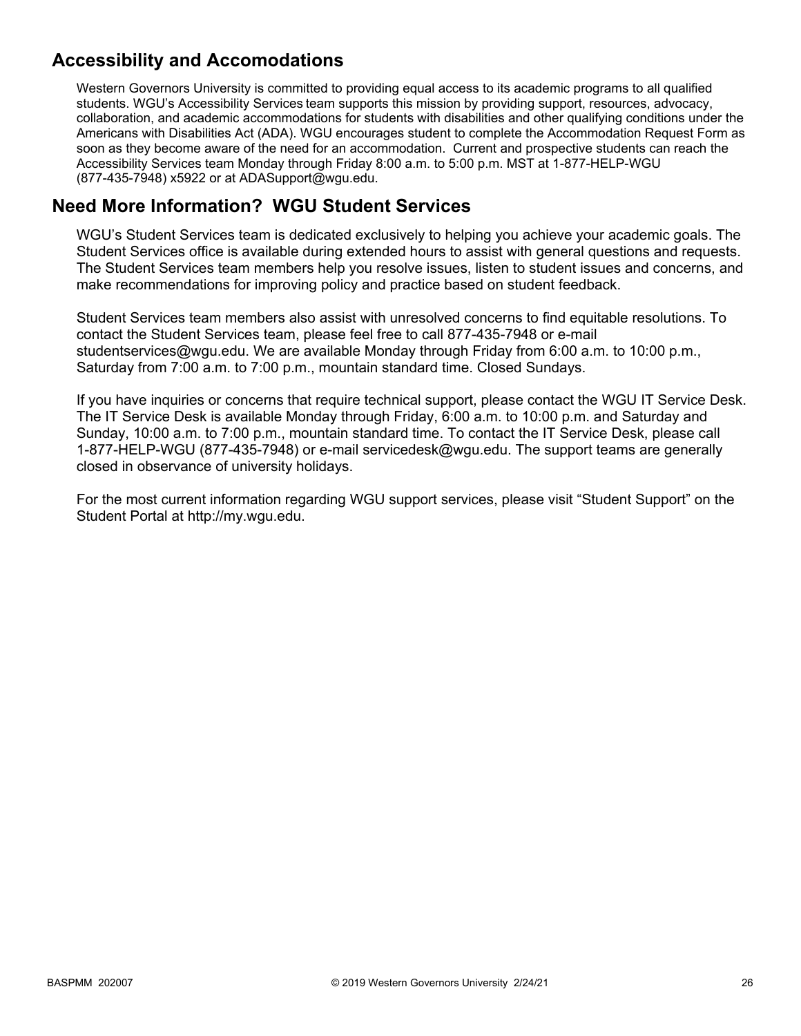## Accessibility and Accomodations

Western Governors University is committed to providing equal access to its academic programs to all qualified students. WGU's Accessibility Services team supports this mission by providing support, resources, advocacy, collaboration, and academic accommodations for students with disabilities and other qualifying conditions under the Americans with Disabilities Act (ADA). WGU encourages student to complete the Accommodation Request Form as soon as they become aware of the need for an accommodation. Current and prospective students can reach the Accessibility Services team Monday through Friday 8:00 a.m. to 5:00 p.m. MST at 1-877-HELP-WGU (877-435-7948) x5922 or at ADASupport@wgu.edu.

## Need More Information? WGU Student Services

WGU's Student Services team is dedicated exclusively to helping you achieve your academic goals. The Student Services office is available during extended hours to assist with general questions and requests. The Student Services team members help you resolve issues, listen to student issues and concerns, and make recommendations for improving policy and practice based on student feedback.

Student Services team members also assist with unresolved concerns to find equitable resolutions. To contact the Student Services team, please feel free to call 877-435-7948 or e-mail studentservices@wgu.edu. We are available Monday through Friday from 6:00 a.m. to 10:00 p.m., Saturday from 7:00 a.m. to 7:00 p.m., mountain standard time. Closed Sundays.

If you have inquiries or concerns that require technical support, please contact the WGU IT Service Desk. The IT Service Desk is available Monday through Friday, 6:00 a.m. to 10:00 p.m. and Saturday and Sunday, 10:00 a.m. to 7:00 p.m., mountain standard time. To contact the IT Service Desk, please call 1-877-HELP-WGU (877-435-7948) or e-mail servicedesk@wgu.edu. The support teams are generally closed in observance of university holidays.

For the most current information regarding WGU support services, please visit "Student Support" on the Student Portal at http://my.wgu.edu.